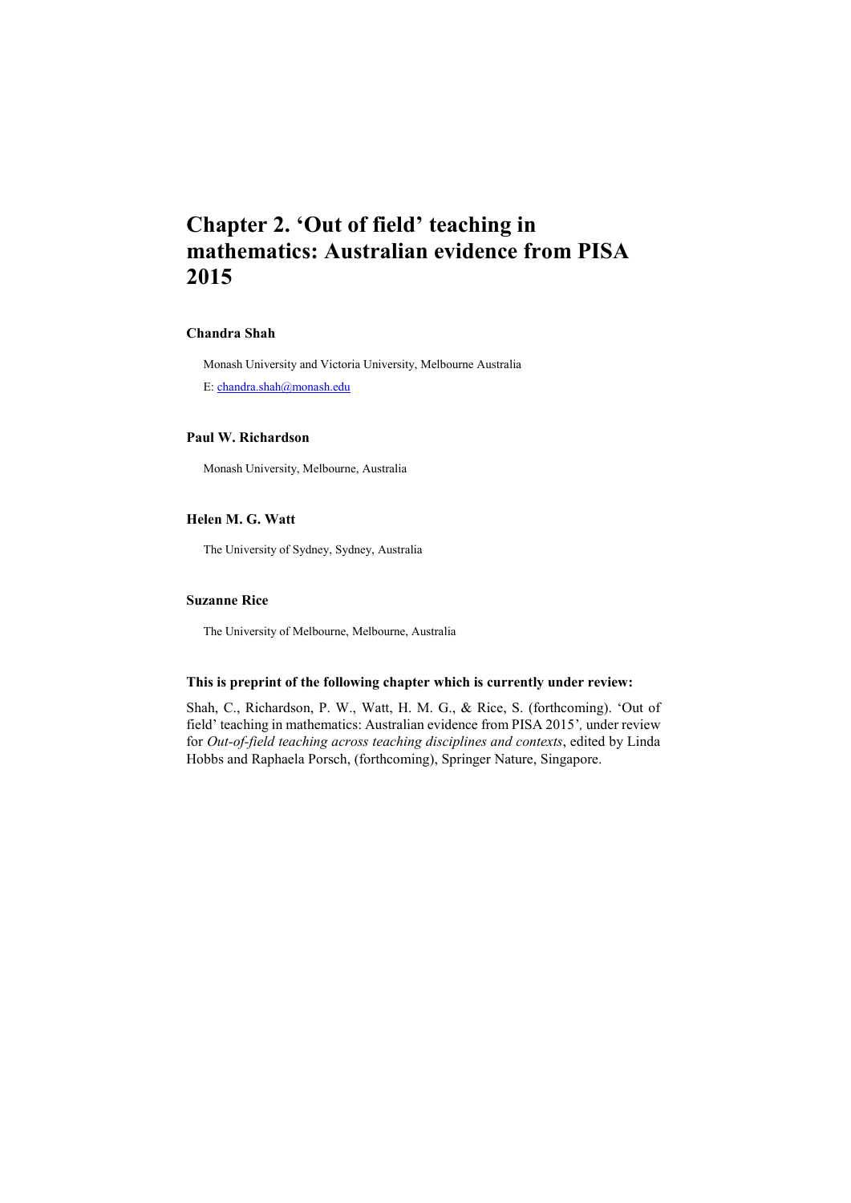# Chapter 2. 'Out of field' teaching in mathematics: Australian evidence from PISA 2015

**Chandra Shah**

Monash University and Victoria University, Melbourne Australia

E: chandra.shah@monash.edu

**Paul W. Richardson**

Monash University, Melbourne, Australia

**Helen M. G. Watt**

The University of Sydney, Sydney, Australia

**Suzanne Rice**

The University of Melbourne, Melbourne, Australia

**This is preprint of the following chapter which is currently under review:**

Shah, C., Richardson, P. W., Watt, H. M. G., & Rice, S. (forthcoming). 'Out of field' teaching in mathematics: Australian evidence from PISA 2015', under review for *Out-of-field teaching across teaching disciplines and contexts*, edited by Linda Hobbs and Raphaela Porsch, (forthcoming), Springer Nature, Singapore.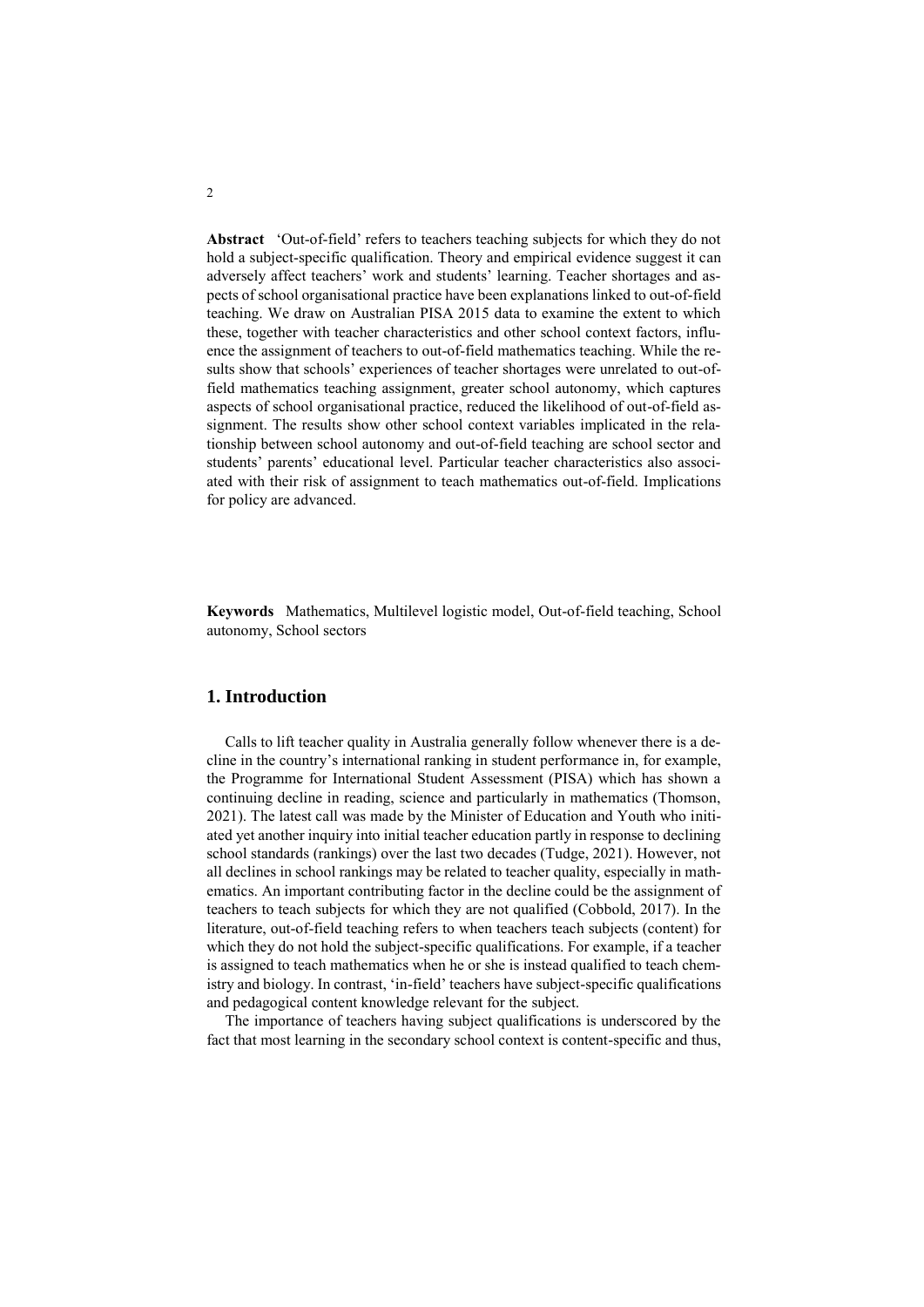**Abstract** 'Out-of-field' refers to teachers teaching subjects for which they do not hold a subject-specific qualification. Theory and empirical evidence suggest it can adversely affect teachers' work and students' learning. Teacher shortages and aspects of school organisational practice have been explanations linked to out-of-field teaching. We draw on Australian PISA 2015 data to examine the extent to which these, together with teacher characteristics and other school context factors, influence the assignment of teachers to out-of-field mathematics teaching. While the results show that schools' experiences of teacher shortages were unrelated to out-of-field mathematics teaching assignment, greater school autonomy, which captures aspects of school organisational practice, reduced the likelihood of out-of-field assignment. The results show other school context variables implicated in the relationship between school autonomy and out-of-field teaching are school sector and students' parents' educational level. Particular teacher characteristics also associated with their risk of assignment to teach mathematics out-of-field. Implications for policy are advanced.

**Keywords** Mathematics, Multilevel logistic model, Out-of-field teaching, School autonomy, School sectors

## 1. Introduction

Calls to lift teacher quality in Australia generally follow whenever there is a decline in the country's international ranking in student performance in, for example, the Programme for International Student Assessment (PISA) which has shown a continuing decline in reading, science and particularly in mathematics (Thomson, 2021). The latest call was made by the Minister of Education and Youth who initiated yet another inquiry into initial teacher education partly in response to declining school standards (rankings) over the last two decades (Tudge, 2021). However, not all declines in school rankings may be related to teacher quality, especially in mathematics. An important contributing factor in the decline could be the assignment of teachers to teach subjects for which they are not qualified (Cobbold, 2017). In the literature, out-of-field teaching refers to when teachers teach subjects (content) for which they do not hold the subject-specific qualifications. For example, if a teacher is assigned to teach mathematics when he or she is instead qualified to teach chemistry and biology. In contrast, 'in-field' teachers have subject-specific qualifications and pedagogical content knowledge relevant for the subject.

The importance of teachers having subject qualifications is underscored by the fact that most learning in the secondary school context is content-specific and thus,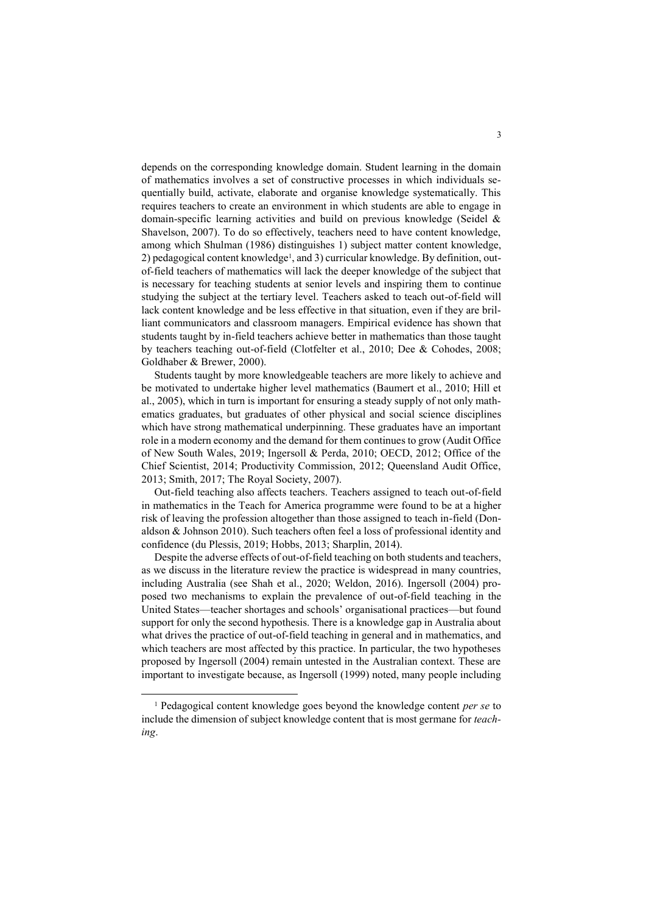depends on the corresponding knowledge domain. Student learning in the domain of mathematics involves a set of constructive processes in which individuals sequentially build, activate, elaborate and organise knowledge systematically. This requires teachers to create an environment in which students are able to engage in domain-specific learning activities and build on previous knowledge (Seidel & Shavelson, 2007). To do so effectively, teachers need to have content knowledge, among which Shulman (1986) distinguishes 1) subject matter content knowledge, 2) pedagogical content knowledge[1], and 3) curricular knowledge. By definition, out-of-field teachers of mathematics will lack the deeper knowledge of the subject that is necessary for teaching students at senior levels and inspiring them to continue studying the subject at the tertiary level. Teachers asked to teach out-of-field will lack content knowledge and be less effective in that situation, even if they are brilliant communicators and classroom managers. Empirical evidence has shown that students taught by in-field teachers achieve better in mathematics than those taught by teachers teaching out-of-field (Clotfelter et al., 2010; Dee & Cohodes, 2008; Goldhaber & Brewer, 2000).

Students taught by more knowledgeable teachers are more likely to achieve and be motivated to undertake higher level mathematics (Baumert et al., 2010; Hill et al., 2005), which in turn is important for ensuring a steady supply of not only mathematics graduates, but graduates of other physical and social science disciplines which have strong mathematical underpinning. These graduates have an important role in a modern economy and the demand for them continues to grow (Audit Office of New South Wales, 2019; Ingersoll & Perda, 2010; OECD, 2012; Office of the Chief Scientist, 2014; Productivity Commission, 2012; Queensland Audit Office, 2013; Smith, 2017; The Royal Society, 2007).

Out-field teaching also affects teachers. Teachers assigned to teach out-of-field in mathematics in the Teach for America programme were found to be at a higher risk of leaving the profession altogether than those assigned to teach in-field (Donaldson & Johnson 2010). Such teachers often feel a loss of professional identity and confidence (du Plessis, 2019; Hobbs, 2013; Sharplin, 2014).

Despite the adverse effects of out-of-field teaching on both students and teachers, as we discuss in the literature review the practice is widespread in many countries, including Australia (see Shah et al., 2020; Weldon, 2016). Ingersoll (2004) proposed two mechanisms to explain the prevalence of out-of-field teaching in the United States—teacher shortages and schools' organisational practices—but found support for only the second hypothesis. There is a knowledge gap in Australia about what drives the practice of out-of-field teaching in general and in mathematics, and which teachers are most affected by this practice. In particular, the two hypotheses proposed by Ingersoll (2004) remain untested in the Australian context. These are important to investigate because, as Ingersoll (1999) noted, many people including

---

[1] Pedagogical content knowledge goes beyond the knowledge content *per se* to include the dimension of subject knowledge content that is most germane for *teaching*.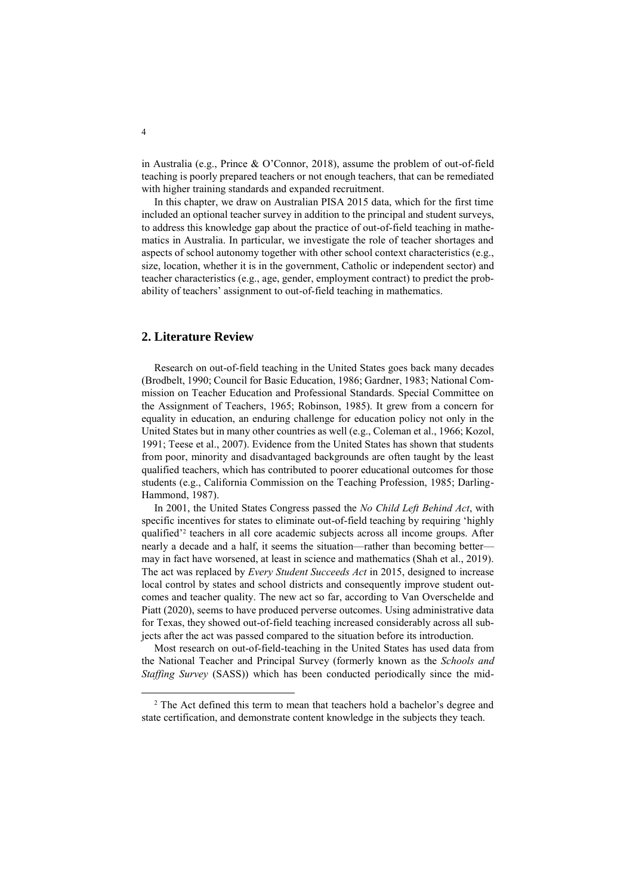in Australia (e.g., Prince & O'Connor, 2018), assume the problem of out-of-field teaching is poorly prepared teachers or not enough teachers, that can be remediated with higher training standards and expanded recruitment.

In this chapter, we draw on Australian PISA 2015 data, which for the first time included an optional teacher survey in addition to the principal and student surveys, to address this knowledge gap about the practice of out-of-field teaching in mathematics in Australia. In particular, we investigate the role of teacher shortages and aspects of school autonomy together with other school context characteristics (e.g., size, location, whether it is in the government, Catholic or independent sector) and teacher characteristics (e.g., age, gender, employment contract) to predict the probability of teachers' assignment to out-of-field teaching in mathematics.

## 2. Literature Review

Research on out-of-field teaching in the United States goes back many decades (Brodbelt, 1990; Council for Basic Education, 1986; Gardner, 1983; National Commission on Teacher Education and Professional Standards. Special Committee on the Assignment of Teachers, 1965; Robinson, 1985). It grew from a concern for equality in education, an enduring challenge for education policy not only in the United States but in many other countries as well (e.g., Coleman et al., 1966; Kozol, 1991; Teese et al., 2007). Evidence from the United States has shown that students from poor, minority and disadvantaged backgrounds are often taught by the least qualified teachers, which has contributed to poorer educational outcomes for those students (e.g., California Commission on the Teaching Profession, 1985; Darling-Hammond, 1987).

In 2001, the United States Congress passed the *No Child Left Behind Act*, with specific incentives for states to eliminate out-of-field teaching by requiring 'highly qualified'[2] teachers in all core academic subjects across all income groups. After nearly a decade and a half, it seems the situation—rather than becoming better—may in fact have worsened, at least in science and mathematics (Shah et al., 2019). The act was replaced by *Every Student Succeeds Act* in 2015, designed to increase local control by states and school districts and consequently improve student outcomes and teacher quality. The new act so far, according to Van Overschelde and Piatt (2020), seems to have produced perverse outcomes. Using administrative data for Texas, they showed out-of-field teaching increased considerably across all subjects after the act was passed compared to the situation before its introduction.

Most research on out-of-field-teaching in the United States has used data from the National Teacher and Principal Survey (formerly known as the *Schools and Staffing Survey* (SASS)) which has been conducted periodically since the mid-

[2] The Act defined this term to mean that teachers hold a bachelor's degree and state certification, and demonstrate content knowledge in the subjects they teach.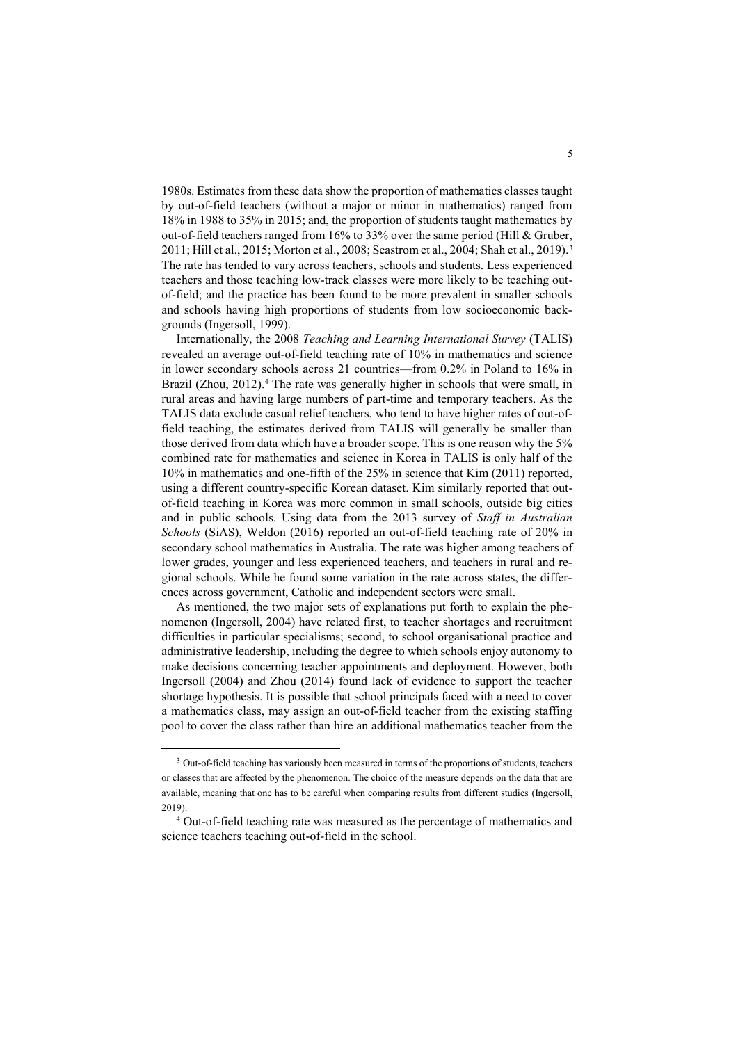1980s. Estimates from these data show the proportion of mathematics classes taught by out-of-field teachers (without a major or minor in mathematics) ranged from 18% in 1988 to 35% in 2015; and, the proportion of students taught mathematics by out-of-field teachers ranged from 16% to 33% over the same period (Hill & Gruber, 2011; Hill et al., 2015; Morton et al., 2008; Seastrom et al., 2004; Shah et al., 2019).[3] The rate has tended to vary across teachers, schools and students. Less experienced teachers and those teaching low-track classes were more likely to be teaching out-of-field; and the practice has been found to be more prevalent in smaller schools and schools having high proportions of students from low socioeconomic backgrounds (Ingersoll, 1999).

Internationally, the 2008 *Teaching and Learning International Survey* (TALIS) revealed an average out-of-field teaching rate of 10% in mathematics and science in lower secondary schools across 21 countries—from 0.2% in Poland to 16% in Brazil (Zhou, 2012).[4] The rate was generally higher in schools that were small, in rural areas and having large numbers of part-time and temporary teachers. As the TALIS data exclude casual relief teachers, who tend to have higher rates of out-of-field teaching, the estimates derived from TALIS will generally be smaller than those derived from data which have a broader scope. This is one reason why the 5% combined rate for mathematics and science in Korea in TALIS is only half of the 10% in mathematics and one-fifth of the 25% in science that Kim (2011) reported, using a different country-specific Korean dataset. Kim similarly reported that out-of-field teaching in Korea was more common in small schools, outside big cities and in public schools. Using data from the 2013 survey of *Staff in Australian Schools* (SiAS), Weldon (2016) reported an out-of-field teaching rate of 20% in secondary school mathematics in Australia. The rate was higher among teachers of lower grades, younger and less experienced teachers, and teachers in rural and regional schools. While he found some variation in the rate across states, the differences across government, Catholic and independent sectors were small.

As mentioned, the two major sets of explanations put forth to explain the phenomenon (Ingersoll, 2004) have related first, to teacher shortages and recruitment difficulties in particular specialisms; second, to school organisational practice and administrative leadership, including the degree to which schools enjoy autonomy to make decisions concerning teacher appointments and deployment. However, both Ingersoll (2004) and Zhou (2014) found lack of evidence to support the teacher shortage hypothesis. It is possible that school principals faced with a need to cover a mathematics class, may assign an out-of-field teacher from the existing staffing pool to cover the class rather than hire an additional mathematics teacher from the

[3] Out-of-field teaching has variously been measured in terms of the proportions of students, teachers or classes that are affected by the phenomenon. The choice of the measure depends on the data that are available, meaning that one has to be careful when comparing results from different studies (Ingersoll, 2019).

[4] Out-of-field teaching rate was measured as the percentage of mathematics and science teachers teaching out-of-field in the school.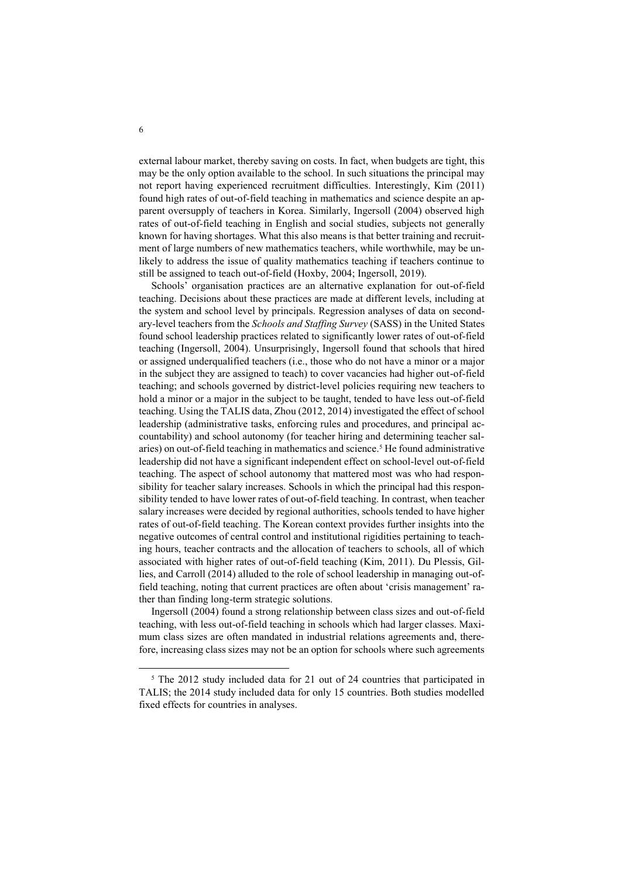external labour market, thereby saving on costs. In fact, when budgets are tight, this may be the only option available to the school. In such situations the principal may not report having experienced recruitment difficulties. Interestingly, Kim (2011) found high rates of out-of-field teaching in mathematics and science despite an apparent oversupply of teachers in Korea. Similarly, Ingersoll (2004) observed high rates of out-of-field teaching in English and social studies, subjects not generally known for having shortages. What this also means is that better training and recruitment of large numbers of new mathematics teachers, while worthwhile, may be unlikely to address the issue of quality mathematics teaching if teachers continue to still be assigned to teach out-of-field (Hoxby, 2004; Ingersoll, 2019).

Schools' organisation practices are an alternative explanation for out-of-field teaching. Decisions about these practices are made at different levels, including at the system and school level by principals. Regression analyses of data on secondary-level teachers from the *Schools and Staffing Survey* (SASS) in the United States found school leadership practices related to significantly lower rates of out-of-field teaching (Ingersoll, 2004). Unsurprisingly, Ingersoll found that schools that hired or assigned underqualified teachers (i.e., those who do not have a minor or a major in the subject they are assigned to teach) to cover vacancies had higher out-of-field teaching; and schools governed by district-level policies requiring new teachers to hold a minor or a major in the subject to be taught, tended to have less out-of-field teaching. Using the TALIS data, Zhou (2012, 2014) investigated the effect of school leadership (administrative tasks, enforcing rules and procedures, and principal accountability) and school autonomy (for teacher hiring and determining teacher salaries) on out-of-field teaching in mathematics and science.[5] He found administrative leadership did not have a significant independent effect on school-level out-of-field teaching. The aspect of school autonomy that mattered most was who had responsibility for teacher salary increases. Schools in which the principal had this responsibility tended to have lower rates of out-of-field teaching. In contrast, when teacher salary increases were decided by regional authorities, schools tended to have higher rates of out-of-field teaching. The Korean context provides further insights into the negative outcomes of central control and institutional rigidities pertaining to teaching hours, teacher contracts and the allocation of teachers to schools, all of which associated with higher rates of out-of-field teaching (Kim, 2011). Du Plessis, Gillies, and Carroll (2014) alluded to the role of school leadership in managing out-of-field teaching, noting that current practices are often about 'crisis management' rather than finding long-term strategic solutions.

Ingersoll (2004) found a strong relationship between class sizes and out-of-field teaching, with less out-of-field teaching in schools which had larger classes. Maximum class sizes are often mandated in industrial relations agreements and, therefore, increasing class sizes may not be an option for schools where such agreements

[5] The 2012 study included data for 21 out of 24 countries that participated in TALIS; the 2014 study included data for only 15 countries. Both studies modelled fixed effects for countries in analyses.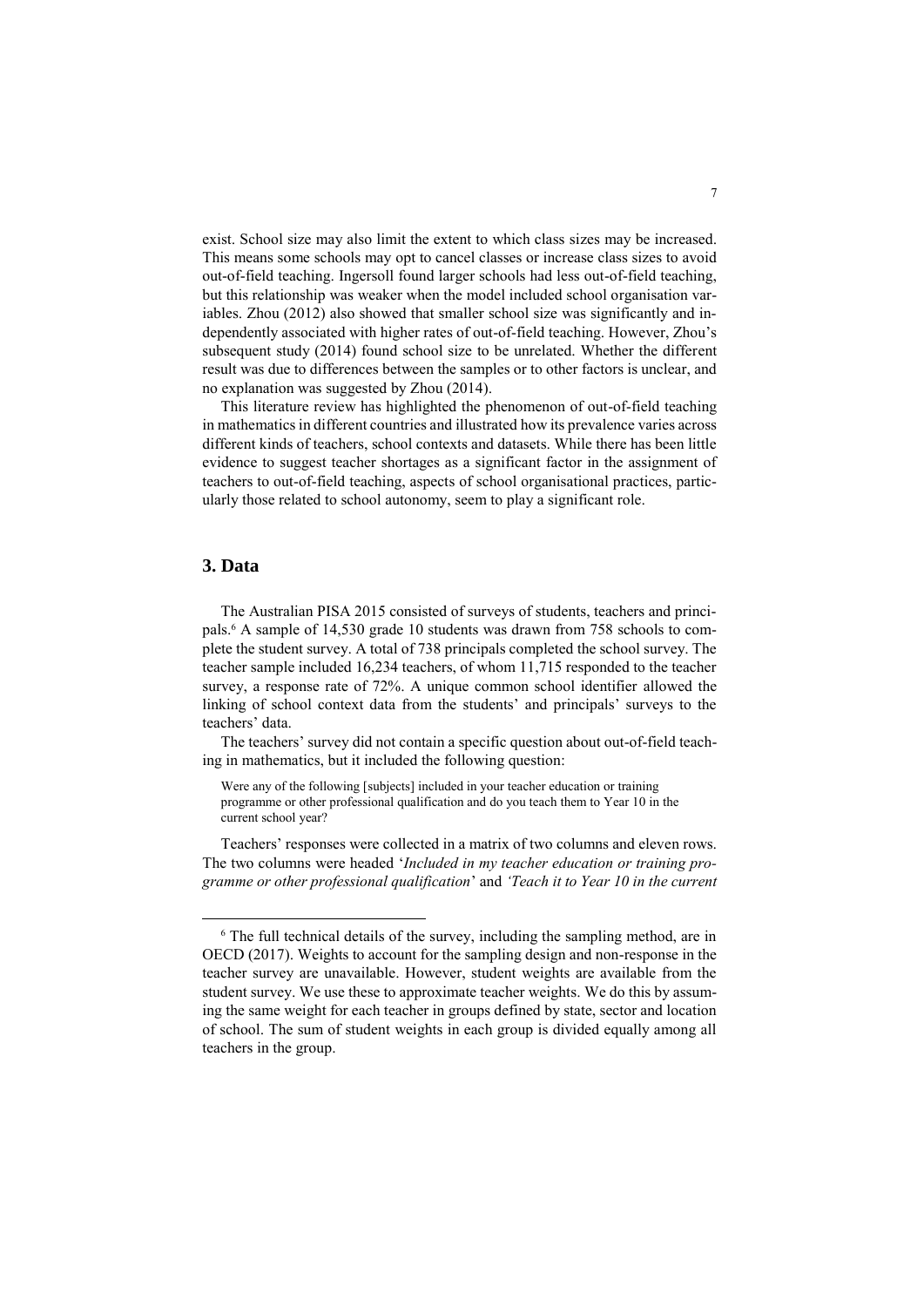exist. School size may also limit the extent to which class sizes may be increased. This means some schools may opt to cancel classes or increase class sizes to avoid out-of-field teaching. Ingersoll found larger schools had less out-of-field teaching, but this relationship was weaker when the model included school organisation variables. Zhou (2012) also showed that smaller school size was significantly and independently associated with higher rates of out-of-field teaching. However, Zhou's subsequent study (2014) found school size to be unrelated. Whether the different result was due to differences between the samples or to other factors is unclear, and no explanation was suggested by Zhou (2014).

This literature review has highlighted the phenomenon of out-of-field teaching in mathematics in different countries and illustrated how its prevalence varies across different kinds of teachers, school contexts and datasets. While there has been little evidence to suggest teacher shortages as a significant factor in the assignment of teachers to out-of-field teaching, aspects of school organisational practices, particularly those related to school autonomy, seem to play a significant role.

## 3. Data

The Australian PISA 2015 consisted of surveys of students, teachers and principals.[6] A sample of 14,530 grade 10 students was drawn from 758 schools to complete the student survey. A total of 738 principals completed the school survey. The teacher sample included 16,234 teachers, of whom 11,715 responded to the teacher survey, a response rate of 72%. A unique common school identifier allowed the linking of school context data from the students' and principals' surveys to the teachers' data.

The teachers' survey did not contain a specific question about out-of-field teaching in mathematics, but it included the following question:

> Were any of the following [subjects] included in your teacher education or training programme or other professional qualification and do you teach them to Year 10 in the current school year?

Teachers' responses were collected in a matrix of two columns and eleven rows. The two columns were headed '*Included in my teacher education or training programme or other professional qualification*' and *'Teach it to Year 10 in the current*

[6] The full technical details of the survey, including the sampling method, are in OECD (2017). Weights to account for the sampling design and non-response in the teacher survey are unavailable. However, student weights are available from the student survey. We use these to approximate teacher weights. We do this by assuming the same weight for each teacher in groups defined by state, sector and location of school. The sum of student weights in each group is divided equally among all teachers in the group.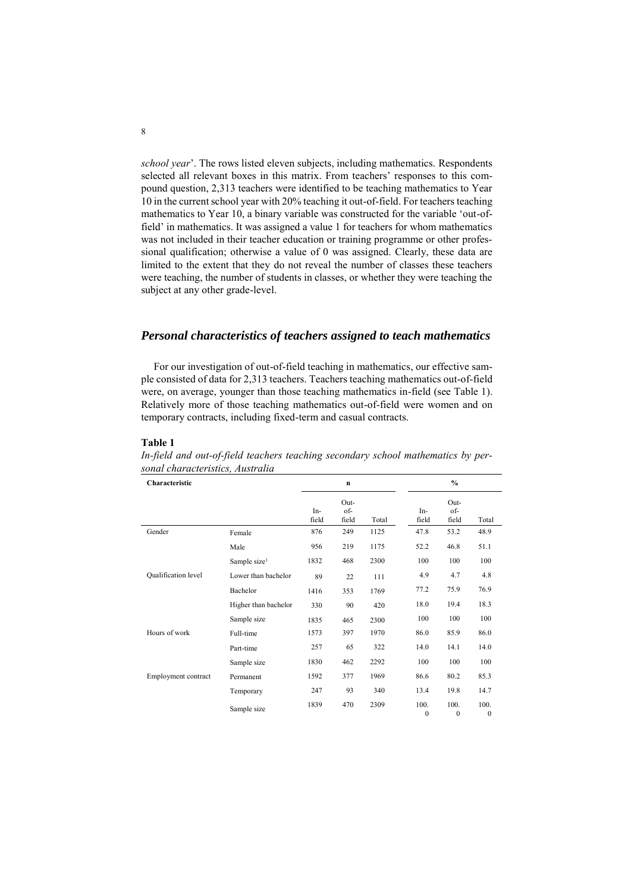*school year*'. The rows listed eleven subjects, including mathematics. Respondents selected all relevant boxes in this matrix. From teachers' responses to this compound question, 2,313 teachers were identified to be teaching mathematics to Year 10 in the current school year with 20% teaching it out-of-field. For teachers teaching mathematics to Year 10, a binary variable was constructed for the variable 'out-of-field' in mathematics. It was assigned a value 1 for teachers for whom mathematics was not included in their teacher education or training programme or other professional qualification; otherwise a value of 0 was assigned. Clearly, these data are limited to the extent that they do not reveal the number of classes these teachers were teaching, the number of students in classes, or whether they were teaching the subject at any other grade-level.

## *Personal characteristics of teachers assigned to teach mathematics*

For our investigation of out-of-field teaching in mathematics, our effective sample consisted of data for 2,313 teachers. Teachers teaching mathematics out-of-field were, on average, younger than those teaching mathematics in-field (see Table 1). Relatively more of those teaching mathematics out-of-field were women and on temporary contracts, including fixed-term and casual contracts.

**Table 1**

*In-field and out-of-field teachers teaching secondary school mathematics by personal characteristics, Australia*

| Characteristic | | n | | | % | | |
|---|---|---|---|---|---|---|---|
| | | In-field | Out-of-field | Total | In-field | Out-of-field | Total |
| Gender | Female | 876 | 249 | 1125 | 47.8 | 53.2 | 48.9 |
| | Male | 956 | 219 | 1175 | 52.2 | 46.8 | 51.1 |
| | Sample size[1] | 1832 | 468 | 2300 | 100 | 100 | 100 |
| Qualification level | Lower than bachelor | 89 | 22 | 111 | 4.9 | 4.7 | 4.8 |
| | Bachelor | 1416 | 353 | 1769 | 77.2 | 75.9 | 76.9 |
| | Higher than bachelor | 330 | 90 | 420 | 18.0 | 19.4 | 18.3 |
| | Sample size | 1835 | 465 | 2300 | 100 | 100 | 100 |
| Hours of work | Full-time | 1573 | 397 | 1970 | 86.0 | 85.9 | 86.0 |
| | Part-time | 257 | 65 | 322 | 14.0 | 14.1 | 14.0 |
| | Sample size | 1830 | 462 | 2292 | 100 | 100 | 100 |
| Employment contract | Permanent | 1592 | 377 | 1969 | 86.6 | 80.2 | 85.3 |
| | Temporary | 247 | 93 | 340 | 13.4 | 19.8 | 14.7 |
| | Sample size | 1839 | 470 | 2309 | 100.0 | 100.0 | 100.0 |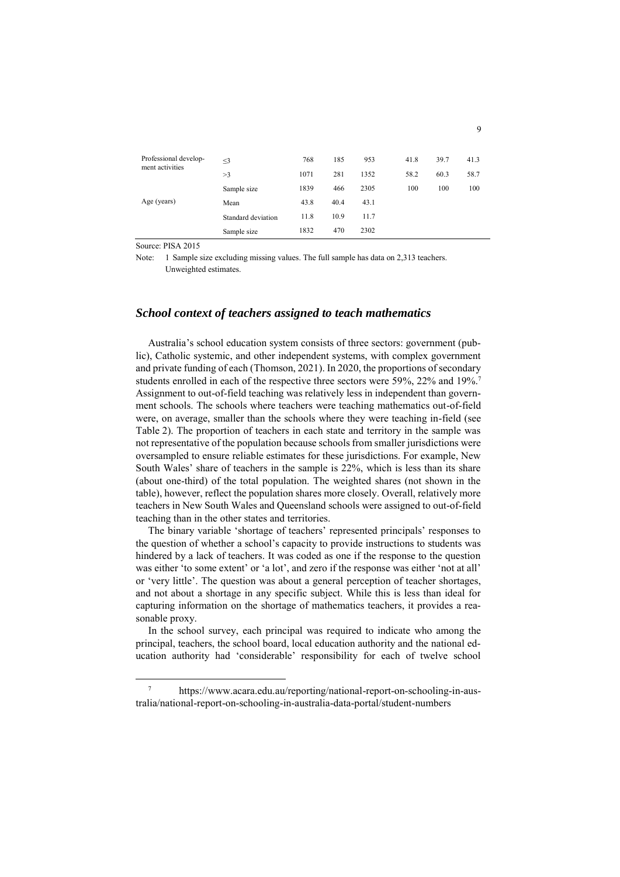| | | | | | | | |
|---|---|---|---|---|---|---|---|
| Professional development activities | ≤3 | 768 | 185 | 953 | 41.8 | 39.7 | 41.3 |
| | >3 | 1071 | 281 | 1352 | 58.2 | 60.3 | 58.7 |
| | Sample size | 1839 | 466 | 2305 | 100 | 100 | 100 |
| Age (years) | Mean | 43.8 | 40.4 | 43.1 | | | |
| | Standard deviation | 11.8 | 10.9 | 11.7 | | | |
| | Sample size | 1832 | 470 | 2302 | | | |

Source: PISA 2015

Note: 1 Sample size excluding missing values. The full sample has data on 2,313 teachers. Unweighted estimates.

## *School context of teachers assigned to teach mathematics*

Australia's school education system consists of three sectors: government (public), Catholic systemic, and other independent systems, with complex government and private funding of each (Thomson, 2021). In 2020, the proportions of secondary students enrolled in each of the respective three sectors were 59%, 22% and 19%.[7] Assignment to out-of-field teaching was relatively less in independent than government schools. The schools where teachers were teaching mathematics out-of-field were, on average, smaller than the schools where they were teaching in-field (see Table 2). The proportion of teachers in each state and territory in the sample was not representative of the population because schools from smaller jurisdictions were oversampled to ensure reliable estimates for these jurisdictions. For example, New South Wales' share of teachers in the sample is 22%, which is less than its share (about one-third) of the total population. The weighted shares (not shown in the table), however, reflect the population shares more closely. Overall, relatively more teachers in New South Wales and Queensland schools were assigned to out-of-field teaching than in the other states and territories.

The binary variable 'shortage of teachers' represented principals' responses to the question of whether a school's capacity to provide instructions to students was hindered by a lack of teachers. It was coded as one if the response to the question was either 'to some extent' or 'a lot', and zero if the response was either 'not at all' or 'very little'. The question was about a general perception of teacher shortages, and not about a shortage in any specific subject. While this is less than ideal for capturing information on the shortage of mathematics teachers, it provides a reasonable proxy.

In the school survey, each principal was required to indicate who among the principal, teachers, the school board, local education authority and the national education authority had 'considerable' responsibility for each of twelve school

[7] https://www.acara.edu.au/reporting/national-report-on-schooling-in-australia/national-report-on-schooling-in-australia-data-portal/student-numbers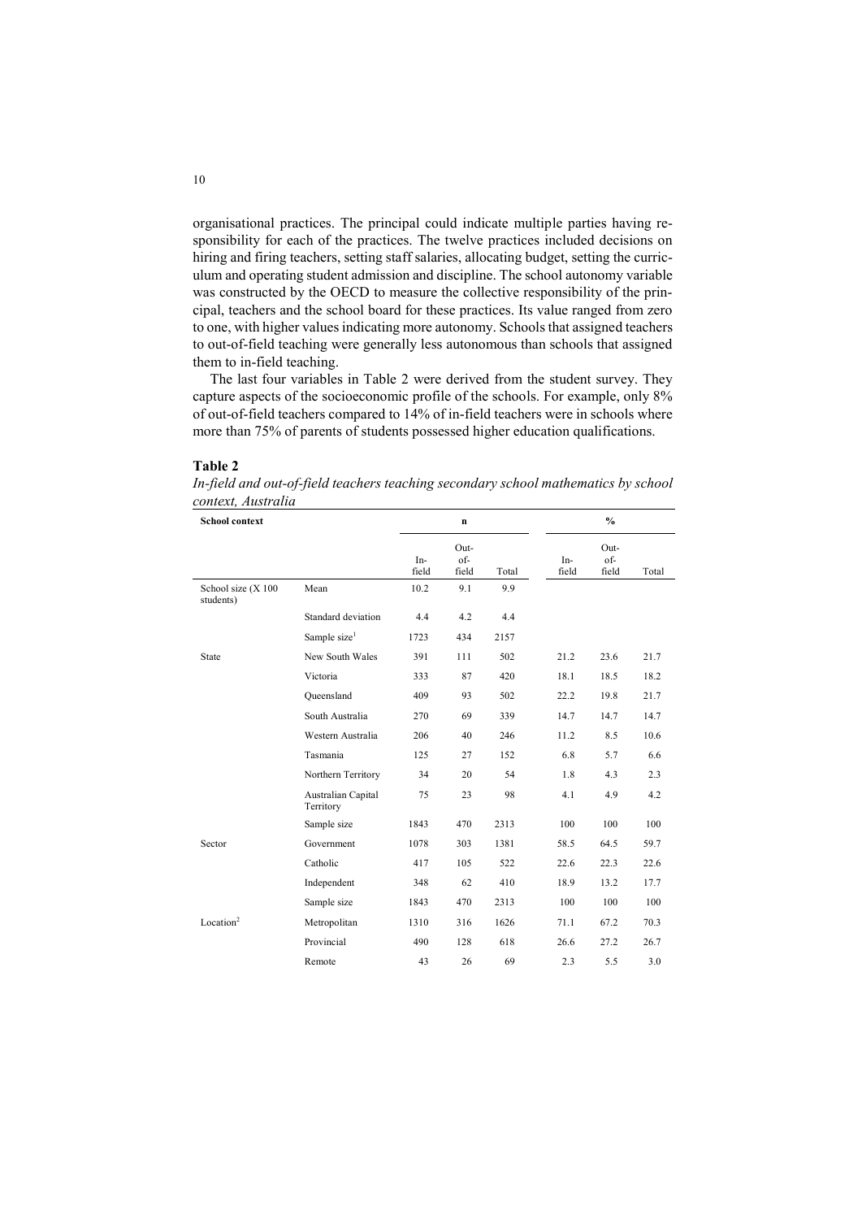organisational practices. The principal could indicate multiple parties having responsibility for each of the practices. The twelve practices included decisions on hiring and firing teachers, setting staff salaries, allocating budget, setting the curriculum and operating student admission and discipline. The school autonomy variable was constructed by the OECD to measure the collective responsibility of the principal, teachers and the school board for these practices. Its value ranged from zero to one, with higher values indicating more autonomy. Schools that assigned teachers to out-of-field teaching were generally less autonomous than schools that assigned them to in-field teaching.

The last four variables in Table 2 were derived from the student survey. They capture aspects of the socioeconomic profile of the schools. For example, only 8% of out-of-field teachers compared to 14% of in-field teachers were in schools where more than 75% of parents of students possessed higher education qualifications.

**Table 2**

*In-field and out-of-field teachers teaching secondary school mathematics by school context, Australia*

| School context | | n | | | % | | |
|---|---|---|---|---|---|---|---|
| | | In-field | Out-of-field | Total | In-field | Out-of-field | Total |
| School size (X 100 students) | Mean | 10.2 | 9.1 | 9.9 | | | |
| | Standard deviation | 4.4 | 4.2 | 4.4 | | | |
| | Sample size[1] | 1723 | 434 | 2157 | | | |
| State | New South Wales | 391 | 111 | 502 | 21.2 | 23.6 | 21.7 |
| | Victoria | 333 | 87 | 420 | 18.1 | 18.5 | 18.2 |
| | Queensland | 409 | 93 | 502 | 22.2 | 19.8 | 21.7 |
| | South Australia | 270 | 69 | 339 | 14.7 | 14.7 | 14.7 |
| | Western Australia | 206 | 40 | 246 | 11.2 | 8.5 | 10.6 |
| | Tasmania | 125 | 27 | 152 | 6.8 | 5.7 | 6.6 |
| | Northern Territory | 34 | 20 | 54 | 1.8 | 4.3 | 2.3 |
| | Australian Capital Territory | 75 | 23 | 98 | 4.1 | 4.9 | 4.2 |
| | Sample size | 1843 | 470 | 2313 | 100 | 100 | 100 |
| Sector | Government | 1078 | 303 | 1381 | 58.5 | 64.5 | 59.7 |
| | Catholic | 417 | 105 | 522 | 22.6 | 22.3 | 22.6 |
| | Independent | 348 | 62 | 410 | 18.9 | 13.2 | 17.7 |
| | Sample size | 1843 | 470 | 2313 | 100 | 100 | 100 |
| Location[2] | Metropolitan | 1310 | 316 | 1626 | 71.1 | 67.2 | 70.3 |
| | Provincial | 490 | 128 | 618 | 26.6 | 27.2 | 26.7 |
| | Remote | 43 | 26 | 69 | 2.3 | 5.5 | 3.0 |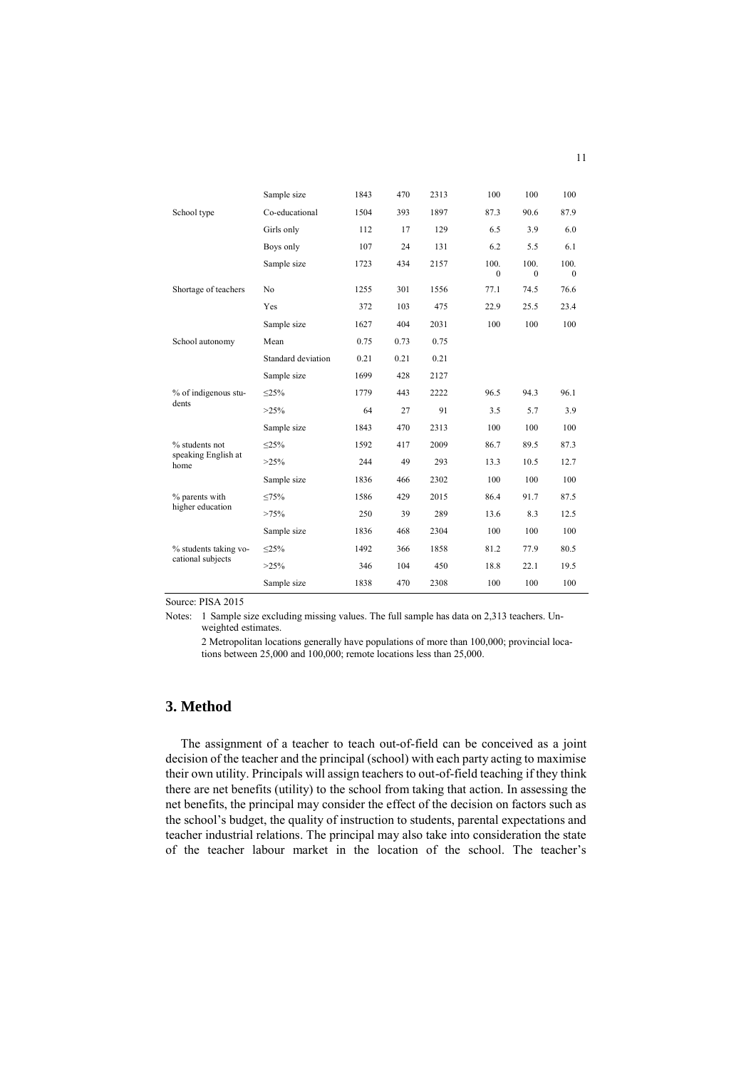| | | | | | | | |
|---|---|---|---|---|---|---|---|
| | Sample size | 1843 | 470 | 2313 | 100 | 100 | 100 |
| School type | Co-educational | 1504 | 393 | 1897 | 87.3 | 90.6 | 87.9 |
| | Girls only | 112 | 17 | 129 | 6.5 | 3.9 | 6.0 |
| | Boys only | 107 | 24 | 131 | 6.2 | 5.5 | 6.1 |
| | Sample size | 1723 | 434 | 2157 | 100.0 | 100.0 | 100.0 |
| Shortage of teachers | No | 1255 | 301 | 1556 | 77.1 | 74.5 | 76.6 |
| | Yes | 372 | 103 | 475 | 22.9 | 25.5 | 23.4 |
| | Sample size | 1627 | 404 | 2031 | 100 | 100 | 100 |
| School autonomy | Mean | 0.75 | 0.73 | 0.75 | | | |
| | Standard deviation | 0.21 | 0.21 | 0.21 | | | |
| | Sample size | 1699 | 428 | 2127 | | | |
| % of indigenous students | ≤25% | 1779 | 443 | 2222 | 96.5 | 94.3 | 96.1 |
| | >25% | 64 | 27 | 91 | 3.5 | 5.7 | 3.9 |
| | Sample size | 1843 | 470 | 2313 | 100 | 100 | 100 |
| % students not speaking English at home | ≤25% | 1592 | 417 | 2009 | 86.7 | 89.5 | 87.3 |
| | >25% | 244 | 49 | 293 | 13.3 | 10.5 | 12.7 |
| | Sample size | 1836 | 466 | 2302 | 100 | 100 | 100 |
| % parents with higher education | ≤75% | 1586 | 429 | 2015 | 86.4 | 91.7 | 87.5 |
| | >75% | 250 | 39 | 289 | 13.6 | 8.3 | 12.5 |
| | Sample size | 1836 | 468 | 2304 | 100 | 100 | 100 |
| % students taking vocational subjects | ≤25% | 1492 | 366 | 1858 | 81.2 | 77.9 | 80.5 |
| | >25% | 346 | 104 | 450 | 18.8 | 22.1 | 19.5 |
| | Sample size | 1838 | 470 | 2308 | 100 | 100 | 100 |

Source: PISA 2015

Notes: 1 Sample size excluding missing values. The full sample has data on 2,313 teachers. Unweighted estimates.

2 Metropolitan locations generally have populations of more than 100,000; provincial locations between 25,000 and 100,000; remote locations less than 25,000.

## 3. Method

The assignment of a teacher to teach out-of-field can be conceived as a joint decision of the teacher and the principal (school) with each party acting to maximise their own utility. Principals will assign teachers to out-of-field teaching if they think there are net benefits (utility) to the school from taking that action. In assessing the net benefits, the principal may consider the effect of the decision on factors such as the school's budget, the quality of instruction to students, parental expectations and teacher industrial relations. The principal may also take into consideration the state of the teacher labour market in the location of the school. The teacher's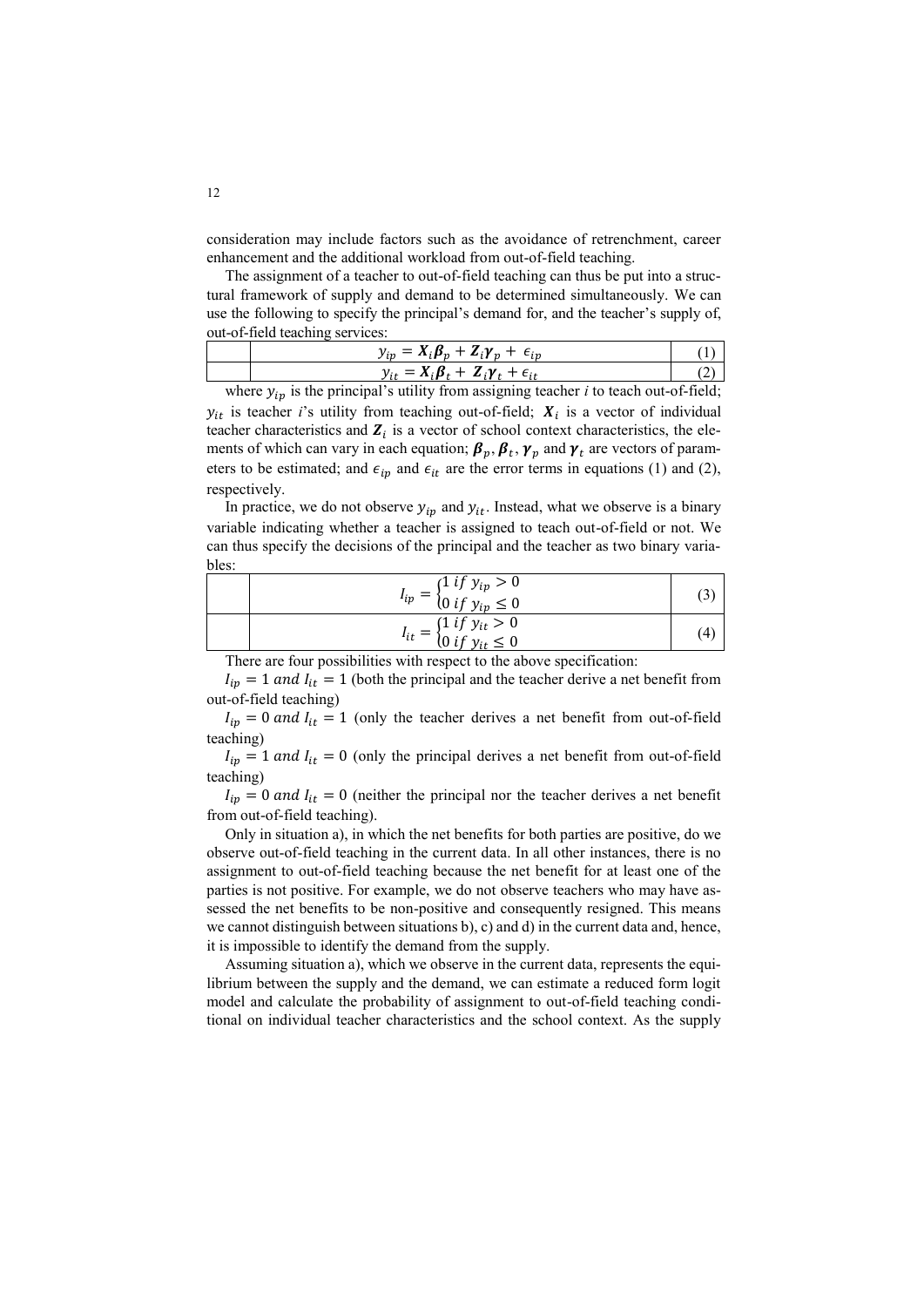consideration may include factors such as the avoidance of retrenchment, career enhancement and the additional workload from out-of-field teaching.

The assignment of a teacher to out-of-field teaching can thus be put into a structural framework of supply and demand to be determined simultaneously. We can use the following to specify the principal's demand for, and the teacher's supply of, out-of-field teaching services:

$$y_{ip} = \boldsymbol{X}_i \boldsymbol{\beta}_p + \boldsymbol{Z}_i \boldsymbol{\gamma}_p + \epsilon_{ip} \quad (1)$$

$$y_{it} = \boldsymbol{X}_i \boldsymbol{\beta}_t + \boldsymbol{Z}_i \boldsymbol{\gamma}_t + \epsilon_{it} \quad (2)$$

where $y_{ip}$ is the principal's utility from assigning teacher *i* to teach out-of-field; $y_{it}$ is teacher *i*'s utility from teaching out-of-field; $\boldsymbol{X}_i$ is a vector of individual teacher characteristics and $\boldsymbol{Z}_i$ is a vector of school context characteristics, the elements of which can vary in each equation; $\boldsymbol{\beta}_p, \boldsymbol{\beta}_t, \boldsymbol{\gamma}_p$ and $\boldsymbol{\gamma}_t$ are vectors of parameters to be estimated; and $\epsilon_{ip}$ and $\epsilon_{it}$ are the error terms in equations (1) and (2), respectively.

In practice, we do not observe $y_{ip}$ and $y_{it}$. Instead, what we observe is a binary variable indicating whether a teacher is assigned to teach out-of-field or not. We can thus specify the decisions of the principal and the teacher as two binary variables:

$$I_{ip} = \begin{cases} 1 \text{ } if \text{ } y_{ip} > 0 \\ 0 \text{ } if \text{ } y_{ip} \leq 0 \end{cases} \quad (3)$$

$$I_{it} = \begin{cases} 1 \text{ } if \text{ } y_{it} > 0 \\ 0 \text{ } if \text{ } y_{it} \leq 0 \end{cases} \quad (4)$$

There are four possibilities with respect to the above specification:

$I_{ip} = 1$ *and* $I_{it} = 1$ (both the principal and the teacher derive a net benefit from out-of-field teaching)

$I_{ip} = 0$ *and* $I_{it} = 1$ (only the teacher derives a net benefit from out-of-field teaching)

$I_{ip} = 1$ *and* $I_{it} = 0$ (only the principal derives a net benefit from out-of-field teaching)

$I_{ip} = 0$ *and* $I_{it} = 0$ (neither the principal nor the teacher derives a net benefit from out-of-field teaching).

Only in situation a), in which the net benefits for both parties are positive, do we observe out-of-field teaching in the current data. In all other instances, there is no assignment to out-of-field teaching because the net benefit for at least one of the parties is not positive. For example, we do not observe teachers who may have assessed the net benefits to be non-positive and consequently resigned. This means we cannot distinguish between situations b), c) and d) in the current data and, hence, it is impossible to identify the demand from the supply.

Assuming situation a), which we observe in the current data, represents the equilibrium between the supply and the demand, we can estimate a reduced form logit model and calculate the probability of assignment to out-of-field teaching conditional on individual teacher characteristics and the school context. As the supply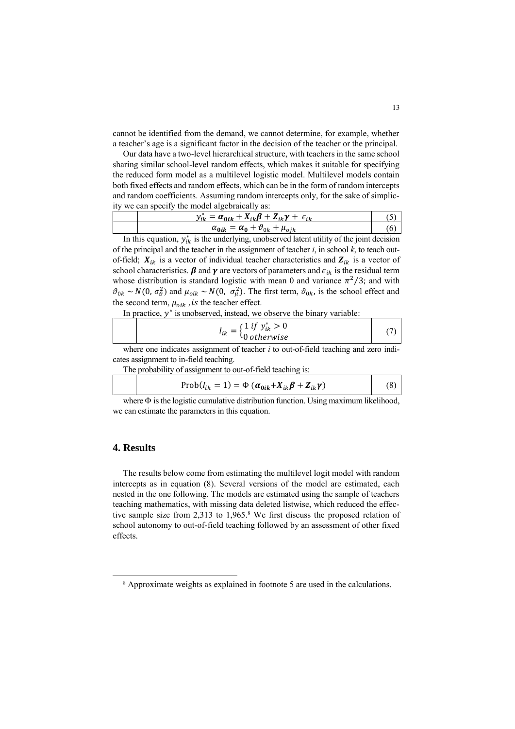cannot be identified from the demand, we cannot determine, for example, whether a teacher's age is a significant factor in the decision of the teacher or the principal.

Our data have a two-level hierarchical structure, with teachers in the same school sharing similar school-level random effects, which makes it suitable for specifying the reduced form model as a multilevel logistic model. Multilevel models contain both fixed effects and random effects, which can be in the form of random intercepts and random coefficients. Assuming random intercepts only, for the sake of simplicity we can specify the model algebraically as:

$$y_{ik}^{*} = \boldsymbol{\alpha_{0ik}} + \boldsymbol{X}_{ik}\boldsymbol{\beta} + \boldsymbol{Z}_{ik}\boldsymbol{\gamma} + \epsilon_{ik} \quad (5)$$

$$\alpha_{\boldsymbol{0ik}} = \boldsymbol{\alpha_0} + \vartheta_{0k} + \mu_{ojk} \quad (6)$$

In this equation, $y_{ik}^{*}$ is the underlying, unobserved latent utility of the joint decision of the principal and the teacher in the assignment of teacher *i*, in school *k*, to teach out-of-field; $\boldsymbol{X}_{ik}$ is a vector of individual teacher characteristics and $\boldsymbol{Z}_{ik}$ is a vector of school characteristics. $\boldsymbol{\beta}$ and $\boldsymbol{\gamma}$ are vectors of parameters and $\epsilon_{ik}$ is the residual term whose distribution is standard logistic with mean 0 and variance $\pi^2/3$; and with $\vartheta_{0k} \sim N(0, \sigma_{\vartheta}^2)$ and $\mu_{oik} \sim N(0, \sigma_{\mu}^2)$. The first term, $\vartheta_{0k}$, is the school effect and the second term, $\mu_{oik}$, *is* the teacher effect.

In practice, $y^*$ is unobserved, instead, we observe the binary variable:

$$I_{ik} = \begin{cases} 1 \text{ } if \text{ } y_{ik}^{*} > 0 \\ 0 \text{ } otherwise \end{cases} \quad (7)$$

where one indicates assignment of teacher *i* to out-of-field teaching and zero indicates assignment to in-field teaching.

The probability of assignment to out-of-field teaching is:

$$\text{Prob}(I_{ik} = 1) = \Phi\left(\boldsymbol{\alpha_{0ik}} + \boldsymbol{X}_{ik}\boldsymbol{\beta} + \boldsymbol{Z}_{ik}\boldsymbol{\gamma}\right) \quad (8)$$

where $\Phi$ is the logistic cumulative distribution function. Using maximum likelihood, we can estimate the parameters in this equation.

## 4. Results

The results below come from estimating the multilevel logit model with random intercepts as in equation (8). Several versions of the model are estimated, each nested in the one following. The models are estimated using the sample of teachers teaching mathematics, with missing data deleted listwise, which reduced the effective sample size from 2,313 to 1,965.[8] We first discuss the proposed relation of school autonomy to out-of-field teaching followed by an assessment of other fixed effects.

[8] Approximate weights as explained in footnote 5 are used in the calculations.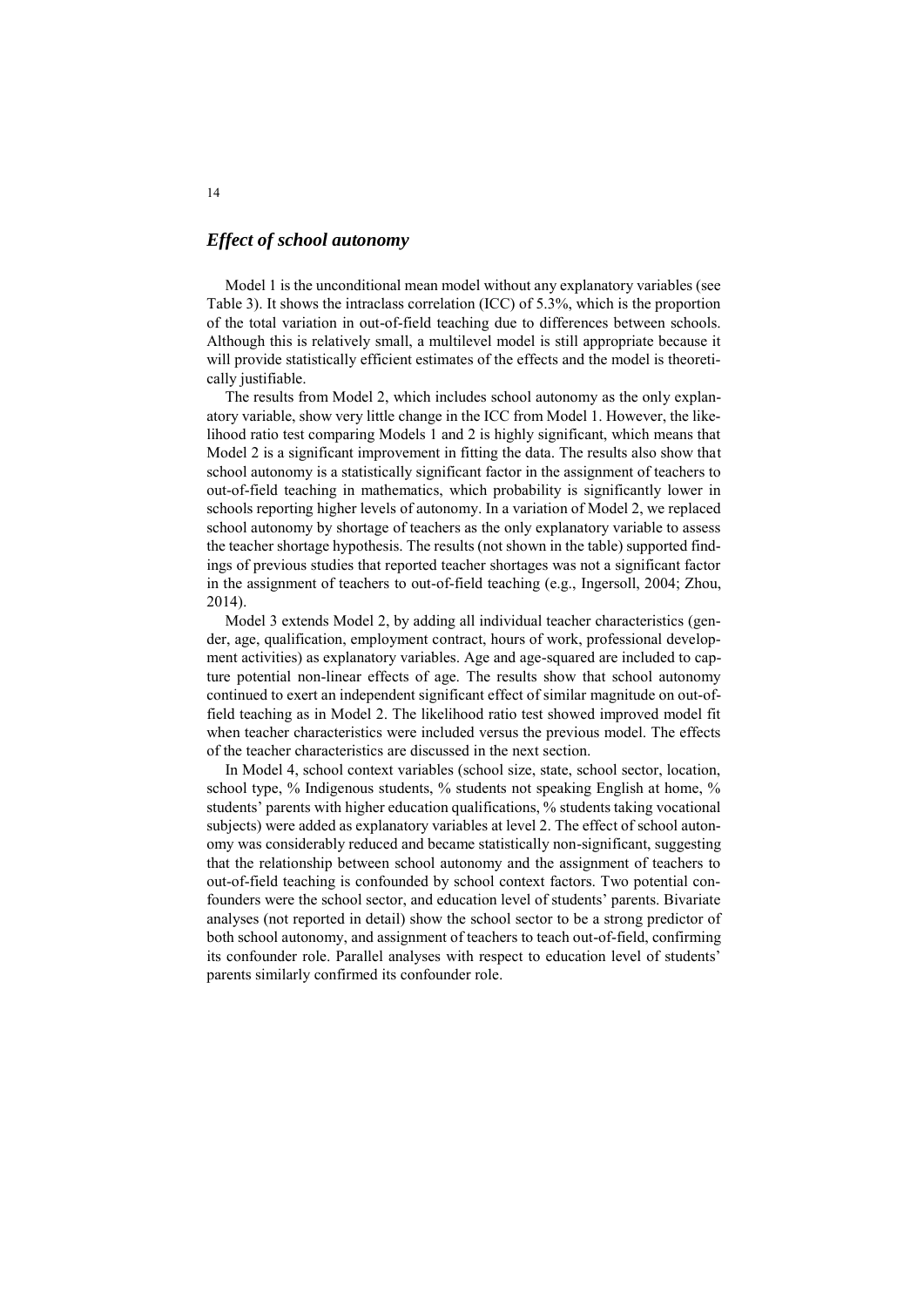### *Effect of school autonomy*

Model 1 is the unconditional mean model without any explanatory variables (see Table 3). It shows the intraclass correlation (ICC) of 5.3%, which is the proportion of the total variation in out-of-field teaching due to differences between schools. Although this is relatively small, a multilevel model is still appropriate because it will provide statistically efficient estimates of the effects and the model is theoretically justifiable.

The results from Model 2, which includes school autonomy as the only explanatory variable, show very little change in the ICC from Model 1. However, the likelihood ratio test comparing Models 1 and 2 is highly significant, which means that Model 2 is a significant improvement in fitting the data. The results also show that school autonomy is a statistically significant factor in the assignment of teachers to out-of-field teaching in mathematics, which probability is significantly lower in schools reporting higher levels of autonomy. In a variation of Model 2, we replaced school autonomy by shortage of teachers as the only explanatory variable to assess the teacher shortage hypothesis. The results (not shown in the table) supported findings of previous studies that reported teacher shortages was not a significant factor in the assignment of teachers to out-of-field teaching (e.g., Ingersoll, 2004; Zhou, 2014).

Model 3 extends Model 2, by adding all individual teacher characteristics (gender, age, qualification, employment contract, hours of work, professional development activities) as explanatory variables. Age and age-squared are included to capture potential non-linear effects of age. The results show that school autonomy continued to exert an independent significant effect of similar magnitude on out-of-field teaching as in Model 2. The likelihood ratio test showed improved model fit when teacher characteristics were included versus the previous model. The effects of the teacher characteristics are discussed in the next section.

In Model 4, school context variables (school size, state, school sector, location, school type, % Indigenous students, % students not speaking English at home, % students' parents with higher education qualifications, % students taking vocational subjects) were added as explanatory variables at level 2. The effect of school autonomy was considerably reduced and became statistically non-significant, suggesting that the relationship between school autonomy and the assignment of teachers to out-of-field teaching is confounded by school context factors. Two potential confounders were the school sector, and education level of students' parents. Bivariate analyses (not reported in detail) show the school sector to be a strong predictor of both school autonomy, and assignment of teachers to teach out-of-field, confirming its confounder role. Parallel analyses with respect to education level of students' parents similarly confirmed its confounder role.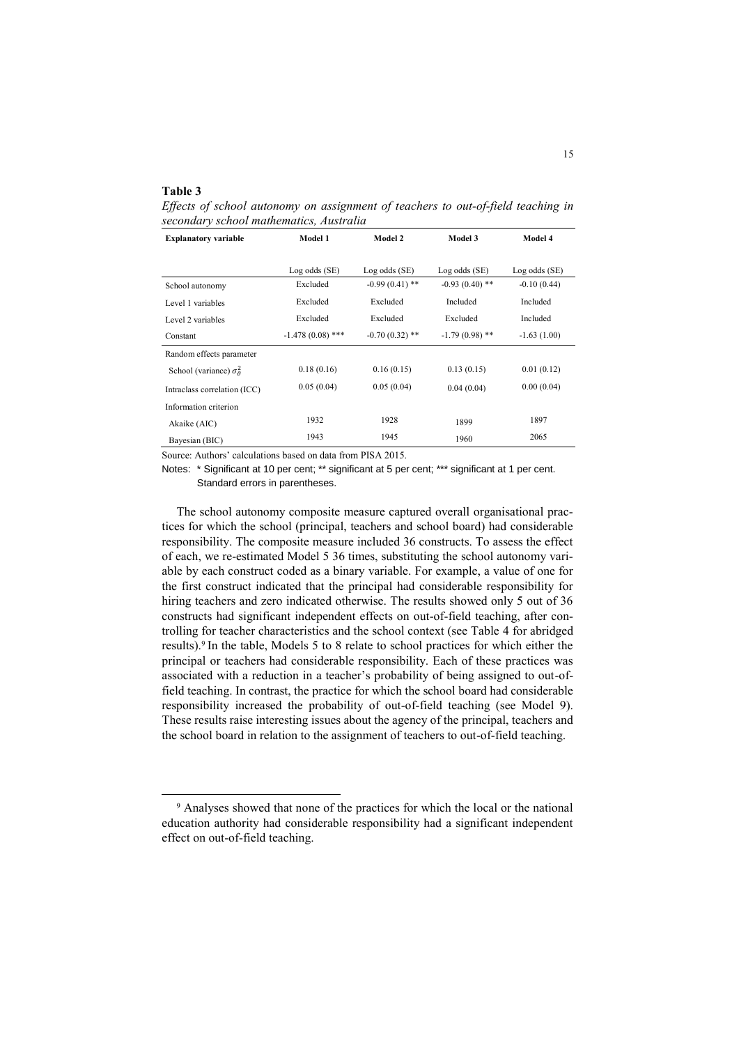**Table 3**

*Effects of school autonomy on assignment of teachers to out-of-field teaching in secondary school mathematics, Australia*

| **Explanatory variable** | **Model 1** | **Model 2** | **Model 3** | **Model 4** |
|---|---|---|---|---|
| | Log odds (SE) | Log odds (SE) | Log odds (SE) | Log odds (SE) |
| School autonomy | Excluded | -0.99 (0.41) ** | -0.93 (0.40) ** | -0.10 (0.44) |
| Level 1 variables | Excluded | Excluded | Included | Included |
| Level 2 variables | Excluded | Excluded | Excluded | Included |
| Constant | -1.478 (0.08) *** | -0.70 (0.32) ** | -1.79 (0.98) ** | -1.63 (1.00) |
| Random effects parameter | | | | |
| School (variance) $\sigma_{\theta}^{2}$ | 0.18 (0.16) | 0.16 (0.15) | 0.13 (0.15) | 0.01 (0.12) |
| Intraclass correlation (ICC) | 0.05 (0.04) | 0.05 (0.04) | 0.04 (0.04) | 0.00 (0.04) |
| Information criterion | | | | |
| Akaike (AIC) | 1932 | 1928 | 1899 | 1897 |
| Bayesian (BIC) | 1943 | 1945 | 1960 | 2065 |

Source: Authors' calculations based on data from PISA 2015.

Notes: * Significant at 10 per cent; ** significant at 5 per cent; *** significant at 1 per cent. Standard errors in parentheses.

The school autonomy composite measure captured overall organisational practices for which the school (principal, teachers and school board) had considerable responsibility. The composite measure included 36 constructs. To assess the effect of each, we re-estimated Model 5 36 times, substituting the school autonomy variable by each construct coded as a binary variable. For example, a value of one for the first construct indicated that the principal had considerable responsibility for hiring teachers and zero indicated otherwise. The results showed only 5 out of 36 constructs had significant independent effects on out-of-field teaching, after controlling for teacher characteristics and the school context (see Table 4 for abridged results).[9] In the table, Models 5 to 8 relate to school practices for which either the principal or teachers had considerable responsibility. Each of these practices was associated with a reduction in a teacher's probability of being assigned to out-of-field teaching. In contrast, the practice for which the school board had considerable responsibility increased the probability of out-of-field teaching (see Model 9). These results raise interesting issues about the agency of the principal, teachers and the school board in relation to the assignment of teachers to out-of-field teaching.

[9] Analyses showed that none of the practices for which the local or the national education authority had considerable responsibility had a significant independent effect on out-of-field teaching.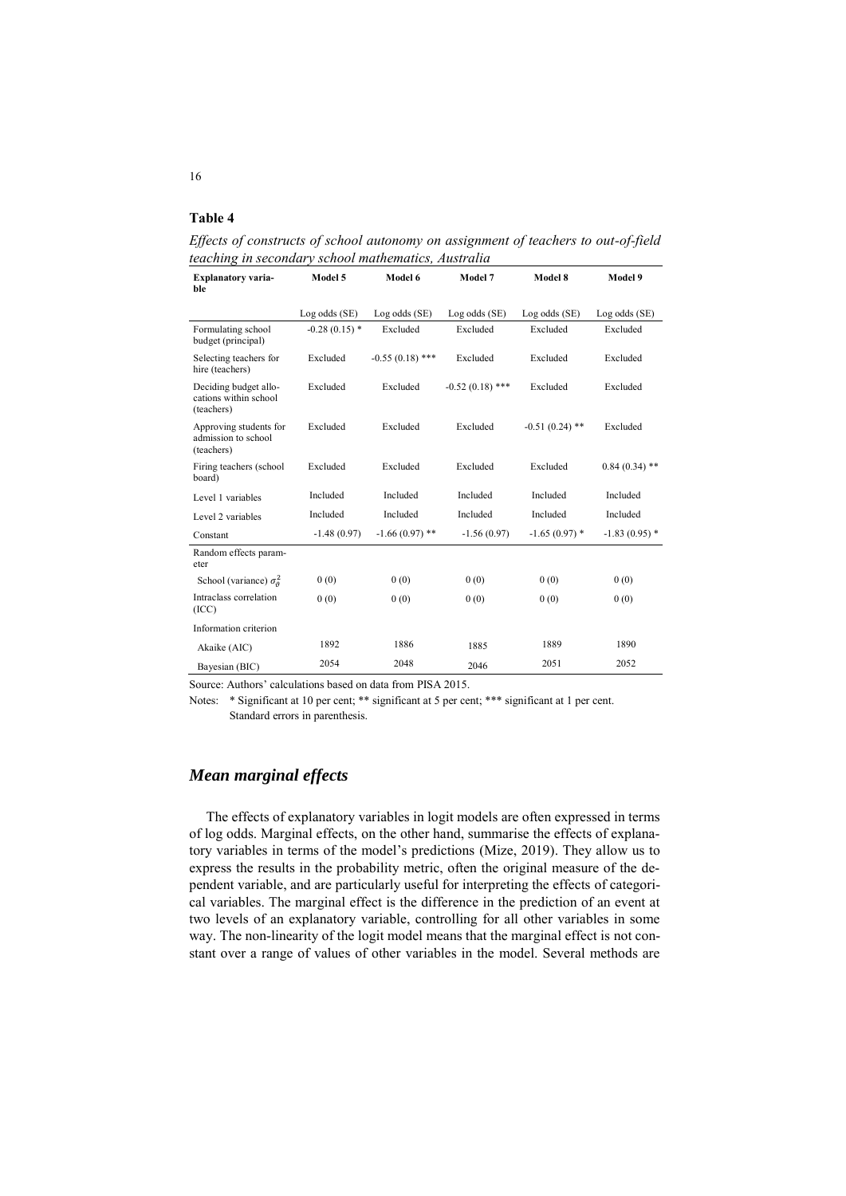**Table 4**

*Effects of constructs of school autonomy on assignment of teachers to out-of-field teaching in secondary school mathematics, Australia*

| Explanatory variable | Model 5 | Model 6 | Model 7 | Model 8 | Model 9 |
|---|---|---|---|---|---|
| | Log odds (SE) | Log odds (SE) | Log odds (SE) | Log odds (SE) | Log odds (SE) |
| Formulating school budget (principal) | -0.28 (0.15) * | Excluded | Excluded | Excluded | Excluded |
| Selecting teachers for hire (teachers) | Excluded | -0.55 (0.18) *** | Excluded | Excluded | Excluded |
| Deciding budget allocations within school (teachers) | Excluded | Excluded | -0.52 (0.18) *** | Excluded | Excluded |
| Approving students for admission to school (teachers) | Excluded | Excluded | Excluded | -0.51 (0.24) ** | Excluded |
| Firing teachers (school board) | Excluded | Excluded | Excluded | Excluded | 0.84 (0.34) ** |
| Level 1 variables | Included | Included | Included | Included | Included |
| Level 2 variables | Included | Included | Included | Included | Included |
| Constant | -1.48 (0.97) | -1.66 (0.97) ** | -1.56 (0.97) | -1.65 (0.97) * | -1.83 (0.95) * |
| Random effects parameter | | | | | |
| School (variance) $\sigma_{\theta}^{2}$ | 0 (0) | 0 (0) | 0 (0) | 0 (0) | 0 (0) |
| Intraclass correlation (ICC) | 0 (0) | 0 (0) | 0 (0) | 0 (0) | 0 (0) |
| Information criterion | | | | | |
| Akaike (AIC) | 1892 | 1886 | 1885 | 1889 | 1890 |
| Bayesian (BIC) | 2054 | 2048 | 2046 | 2051 | 2052 |

Source: Authors' calculations based on data from PISA 2015.

Notes: * Significant at 10 per cent; ** significant at 5 per cent; *** significant at 1 per cent. Standard errors in parenthesis.

## *Mean marginal effects*

The effects of explanatory variables in logit models are often expressed in terms of log odds. Marginal effects, on the other hand, summarise the effects of explanatory variables in terms of the model's predictions (Mize, 2019). They allow us to express the results in the probability metric, often the original measure of the dependent variable, and are particularly useful for interpreting the effects of categorical variables. The marginal effect is the difference in the prediction of an event at two levels of an explanatory variable, controlling for all other variables in some way. The non-linearity of the logit model means that the marginal effect is not constant over a range of values of other variables in the model. Several methods are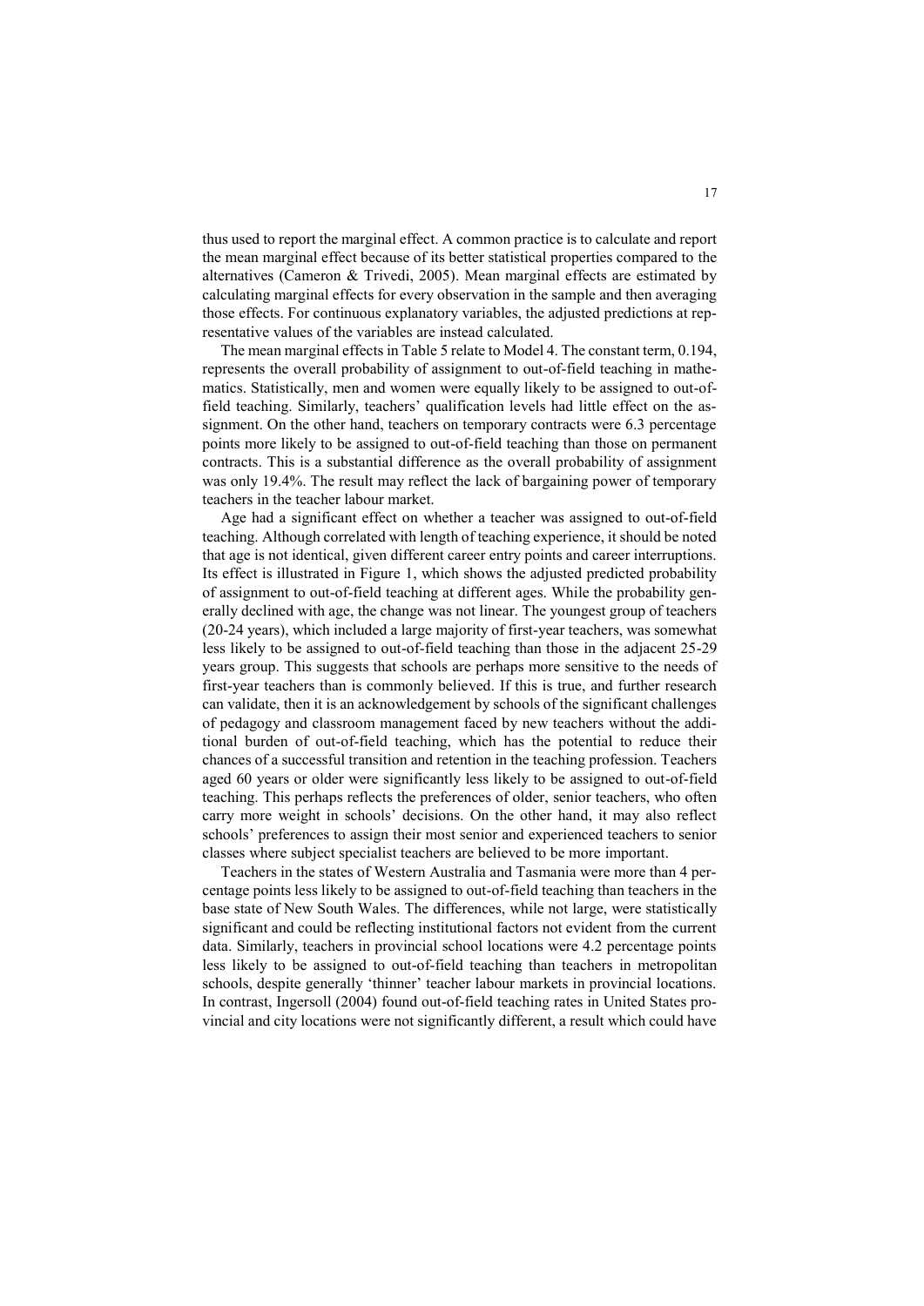thus used to report the marginal effect. A common practice is to calculate and report the mean marginal effect because of its better statistical properties compared to the alternatives (Cameron & Trivedi, 2005). Mean marginal effects are estimated by calculating marginal effects for every observation in the sample and then averaging those effects. For continuous explanatory variables, the adjusted predictions at representative values of the variables are instead calculated.

The mean marginal effects in Table 5 relate to Model 4. The constant term, 0.194, represents the overall probability of assignment to out-of-field teaching in mathematics. Statistically, men and women were equally likely to be assigned to out-of-field teaching. Similarly, teachers' qualification levels had little effect on the assignment. On the other hand, teachers on temporary contracts were 6.3 percentage points more likely to be assigned to out-of-field teaching than those on permanent contracts. This is a substantial difference as the overall probability of assignment was only 19.4%. The result may reflect the lack of bargaining power of temporary teachers in the teacher labour market.

Age had a significant effect on whether a teacher was assigned to out-of-field teaching. Although correlated with length of teaching experience, it should be noted that age is not identical, given different career entry points and career interruptions. Its effect is illustrated in Figure 1, which shows the adjusted predicted probability of assignment to out-of-field teaching at different ages. While the probability generally declined with age, the change was not linear. The youngest group of teachers (20-24 years), which included a large majority of first-year teachers, was somewhat less likely to be assigned to out-of-field teaching than those in the adjacent 25-29 years group. This suggests that schools are perhaps more sensitive to the needs of first-year teachers than is commonly believed. If this is true, and further research can validate, then it is an acknowledgement by schools of the significant challenges of pedagogy and classroom management faced by new teachers without the additional burden of out-of-field teaching, which has the potential to reduce their chances of a successful transition and retention in the teaching profession. Teachers aged 60 years or older were significantly less likely to be assigned to out-of-field teaching. This perhaps reflects the preferences of older, senior teachers, who often carry more weight in schools' decisions. On the other hand, it may also reflect schools' preferences to assign their most senior and experienced teachers to senior classes where subject specialist teachers are believed to be more important.

Teachers in the states of Western Australia and Tasmania were more than 4 percentage points less likely to be assigned to out-of-field teaching than teachers in the base state of New South Wales. The differences, while not large, were statistically significant and could be reflecting institutional factors not evident from the current data. Similarly, teachers in provincial school locations were 4.2 percentage points less likely to be assigned to out-of-field teaching than teachers in metropolitan schools, despite generally 'thinner' teacher labour markets in provincial locations. In contrast, Ingersoll (2004) found out-of-field teaching rates in United States provincial and city locations were not significantly different, a result which could have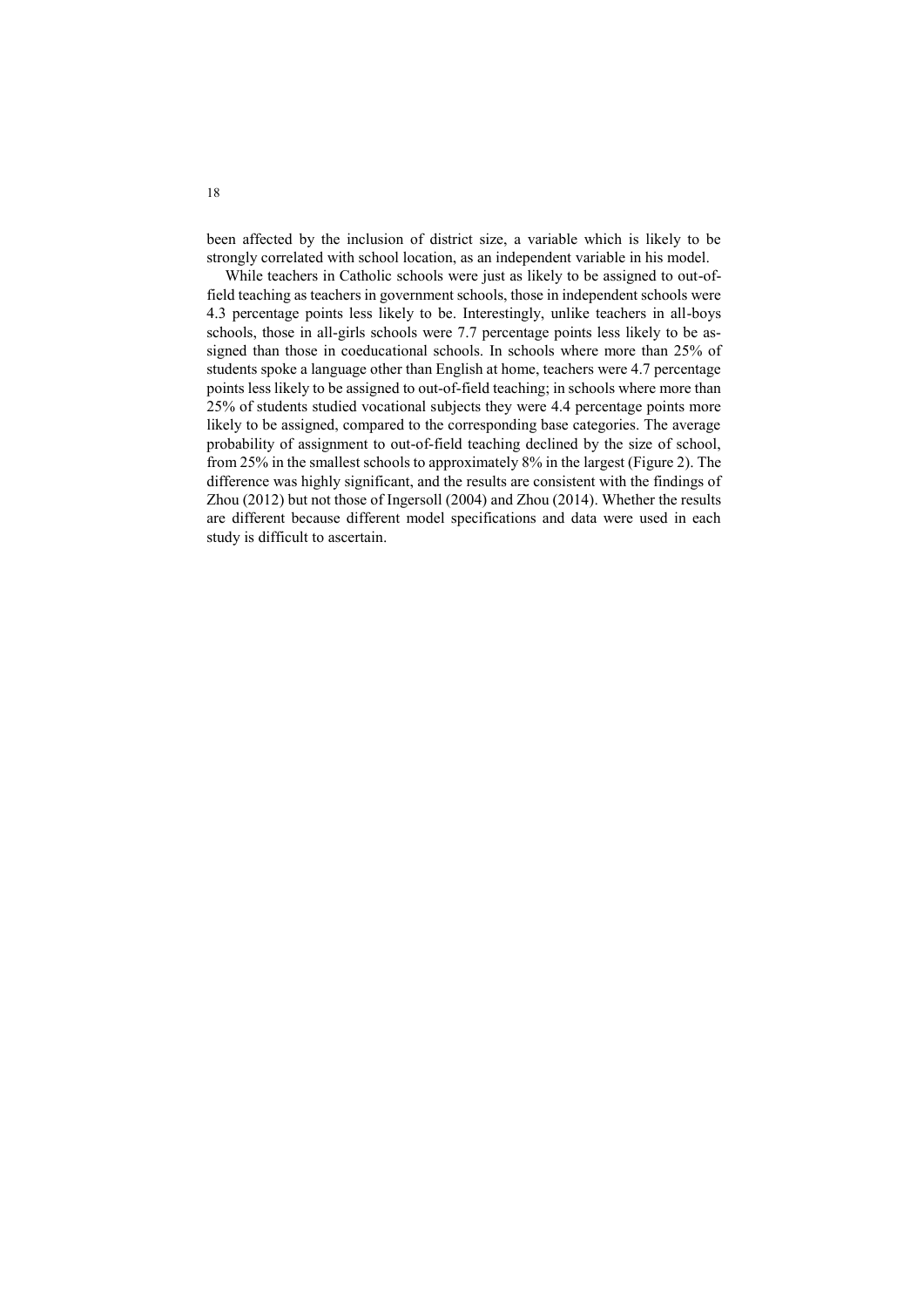been affected by the inclusion of district size, a variable which is likely to be strongly correlated with school location, as an independent variable in his model.

While teachers in Catholic schools were just as likely to be assigned to out-of-field teaching as teachers in government schools, those in independent schools were 4.3 percentage points less likely to be. Interestingly, unlike teachers in all-boys schools, those in all-girls schools were 7.7 percentage points less likely to be assigned than those in coeducational schools. In schools where more than 25% of students spoke a language other than English at home, teachers were 4.7 percentage points less likely to be assigned to out-of-field teaching; in schools where more than 25% of students studied vocational subjects they were 4.4 percentage points more likely to be assigned, compared to the corresponding base categories. The average probability of assignment to out-of-field teaching declined by the size of school, from 25% in the smallest schools to approximately 8% in the largest (Figure 2). The difference was highly significant, and the results are consistent with the findings of Zhou (2012) but not those of Ingersoll (2004) and Zhou (2014). Whether the results are different because different model specifications and data were used in each study is difficult to ascertain.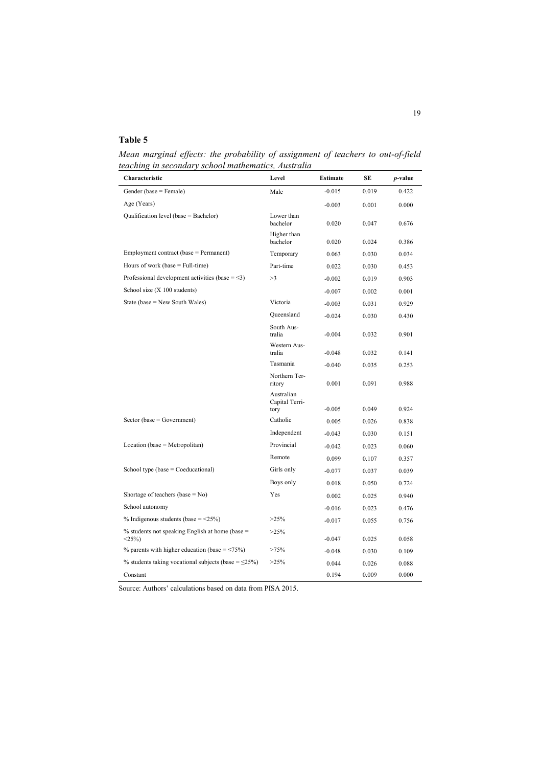**Table 5**

*Mean marginal effects: the probability of assignment of teachers to out-of-field teaching in secondary school mathematics, Australia*

| Characteristic | Level | Estimate | SE | *p*-value |
|---|---|---|---|---|
| Gender (base = Female) | Male | -0.015 | 0.019 | 0.422 |
| Age (Years) | | -0.003 | 0.001 | 0.000 |
| Qualification level (base = Bachelor) | Lower than bachelor | 0.020 | 0.047 | 0.676 |
| | Higher than bachelor | 0.020 | 0.024 | 0.386 |
| Employment contract (base = Permanent) | Temporary | 0.063 | 0.030 | 0.034 |
| Hours of work (base = Full-time) | Part-time | 0.022 | 0.030 | 0.453 |
| Professional development activities (base = ≤3) | >3 | -0.002 | 0.019 | 0.903 |
| School size (X 100 students) | | -0.007 | 0.002 | 0.001 |
| State (base = New South Wales) | Victoria | -0.003 | 0.031 | 0.929 |
| | Queensland | -0.024 | 0.030 | 0.430 |
| | South Australia | -0.004 | 0.032 | 0.901 |
| | Western Australia | -0.048 | 0.032 | 0.141 |
| | Tasmania | -0.040 | 0.035 | 0.253 |
| | Northern Territory | 0.001 | 0.091 | 0.988 |
| | Australian Capital Territory | -0.005 | 0.049 | 0.924 |
| Sector (base = Government) | Catholic | 0.005 | 0.026 | 0.838 |
| | Independent | -0.043 | 0.030 | 0.151 |
| Location (base = Metropolitan) | Provincial | -0.042 | 0.023 | 0.060 |
| | Remote | 0.099 | 0.107 | 0.357 |
| School type (base = Coeducational) | Girls only | -0.077 | 0.037 | 0.039 |
| | Boys only | 0.018 | 0.050 | 0.724 |
| Shortage of teachers (base = No) | Yes | 0.002 | 0.025 | 0.940 |
| School autonomy | | -0.016 | 0.023 | 0.476 |
| % Indigenous students (base = <25%) | >25% | -0.017 | 0.055 | 0.756 |
| % students not speaking English at home (base = <25%) | >25% | -0.047 | 0.025 | 0.058 |
| % parents with higher education (base = ≤75%) | >75% | -0.048 | 0.030 | 0.109 |
| % students taking vocational subjects (base = ≤25%) | >25% | 0.044 | 0.026 | 0.088 |
| Constant | | 0.194 | 0.009 | 0.000 |

Source: Authors' calculations based on data from PISA 2015.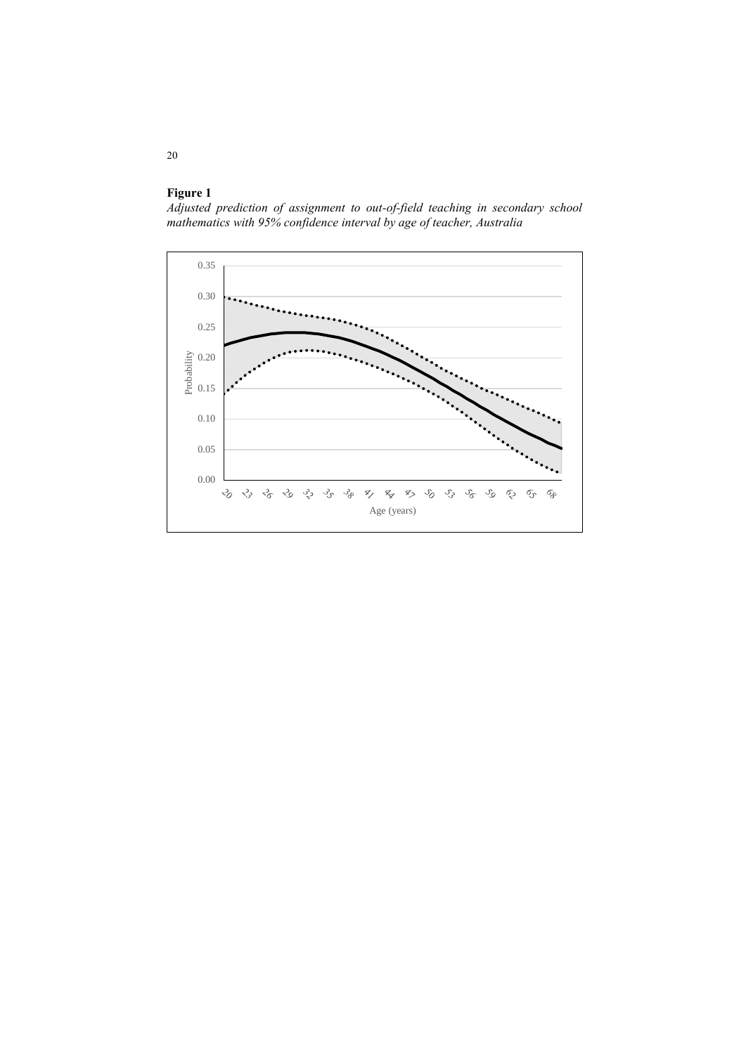**Figure 1**

*Adjusted prediction of assignment to out-of-field teaching in secondary school mathematics with 95% confidence interval by age of teacher, Australia*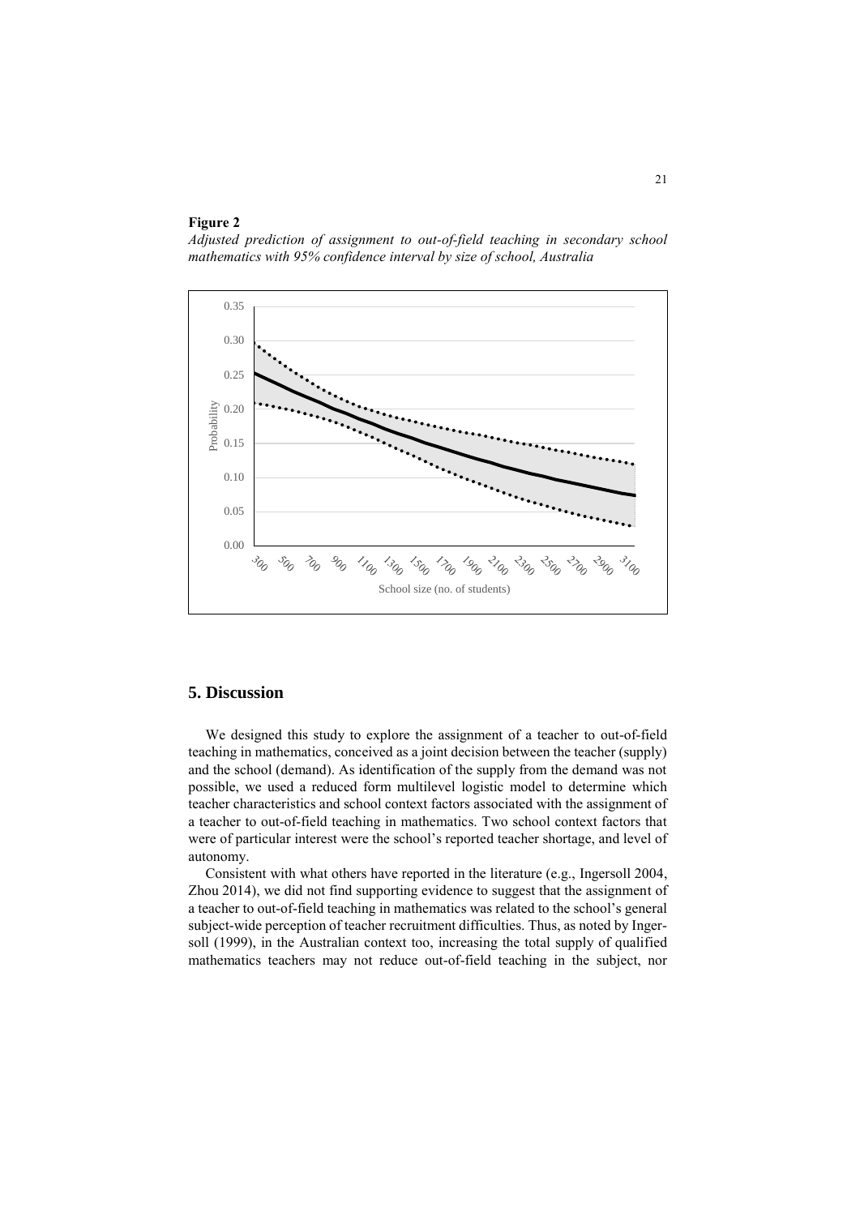**Figure 2**

*Adjusted prediction of assignment to out-of-field teaching in secondary school mathematics with 95% confidence interval by size of school, Australia*

## 5. Discussion

We designed this study to explore the assignment of a teacher to out-of-field teaching in mathematics, conceived as a joint decision between the teacher (supply) and the school (demand). As identification of the supply from the demand was not possible, we used a reduced form multilevel logistic model to determine which teacher characteristics and school context factors associated with the assignment of a teacher to out-of-field teaching in mathematics. Two school context factors that were of particular interest were the school's reported teacher shortage, and level of autonomy.

Consistent with what others have reported in the literature (e.g., Ingersoll 2004, Zhou 2014), we did not find supporting evidence to suggest that the assignment of a teacher to out-of-field teaching in mathematics was related to the school's general subject-wide perception of teacher recruitment difficulties. Thus, as noted by Ingersoll (1999), in the Australian context too, increasing the total supply of qualified mathematics teachers may not reduce out-of-field teaching in the subject, nor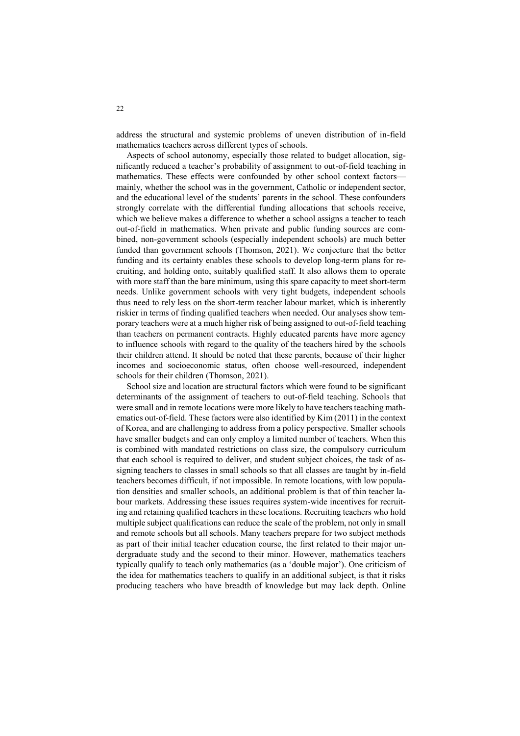address the structural and systemic problems of uneven distribution of in-field mathematics teachers across different types of schools.

Aspects of school autonomy, especially those related to budget allocation, significantly reduced a teacher's probability of assignment to out-of-field teaching in mathematics. These effects were confounded by other school context factors—mainly, whether the school was in the government, Catholic or independent sector, and the educational level of the students' parents in the school. These confounders strongly correlate with the differential funding allocations that schools receive, which we believe makes a difference to whether a school assigns a teacher to teach out-of-field in mathematics. When private and public funding sources are combined, non-government schools (especially independent schools) are much better funded than government schools (Thomson, 2021). We conjecture that the better funding and its certainty enables these schools to develop long-term plans for recruiting, and holding onto, suitably qualified staff. It also allows them to operate with more staff than the bare minimum, using this spare capacity to meet short-term needs. Unlike government schools with very tight budgets, independent schools thus need to rely less on the short-term teacher labour market, which is inherently riskier in terms of finding qualified teachers when needed. Our analyses show temporary teachers were at a much higher risk of being assigned to out-of-field teaching than teachers on permanent contracts. Highly educated parents have more agency to influence schools with regard to the quality of the teachers hired by the schools their children attend. It should be noted that these parents, because of their higher incomes and socioeconomic status, often choose well-resourced, independent schools for their children (Thomson, 2021).

School size and location are structural factors which were found to be significant determinants of the assignment of teachers to out-of-field teaching. Schools that were small and in remote locations were more likely to have teachers teaching mathematics out-of-field. These factors were also identified by Kim (2011) in the context of Korea, and are challenging to address from a policy perspective. Smaller schools have smaller budgets and can only employ a limited number of teachers. When this is combined with mandated restrictions on class size, the compulsory curriculum that each school is required to deliver, and student subject choices, the task of assigning teachers to classes in small schools so that all classes are taught by in-field teachers becomes difficult, if not impossible. In remote locations, with low population densities and smaller schools, an additional problem is that of thin teacher labour markets. Addressing these issues requires system-wide incentives for recruiting and retaining qualified teachers in these locations. Recruiting teachers who hold multiple subject qualifications can reduce the scale of the problem, not only in small and remote schools but all schools. Many teachers prepare for two subject methods as part of their initial teacher education course, the first related to their major undergraduate study and the second to their minor. However, mathematics teachers typically qualify to teach only mathematics (as a 'double major'). One criticism of the idea for mathematics teachers to qualify in an additional subject, is that it risks producing teachers who have breadth of knowledge but may lack depth. Online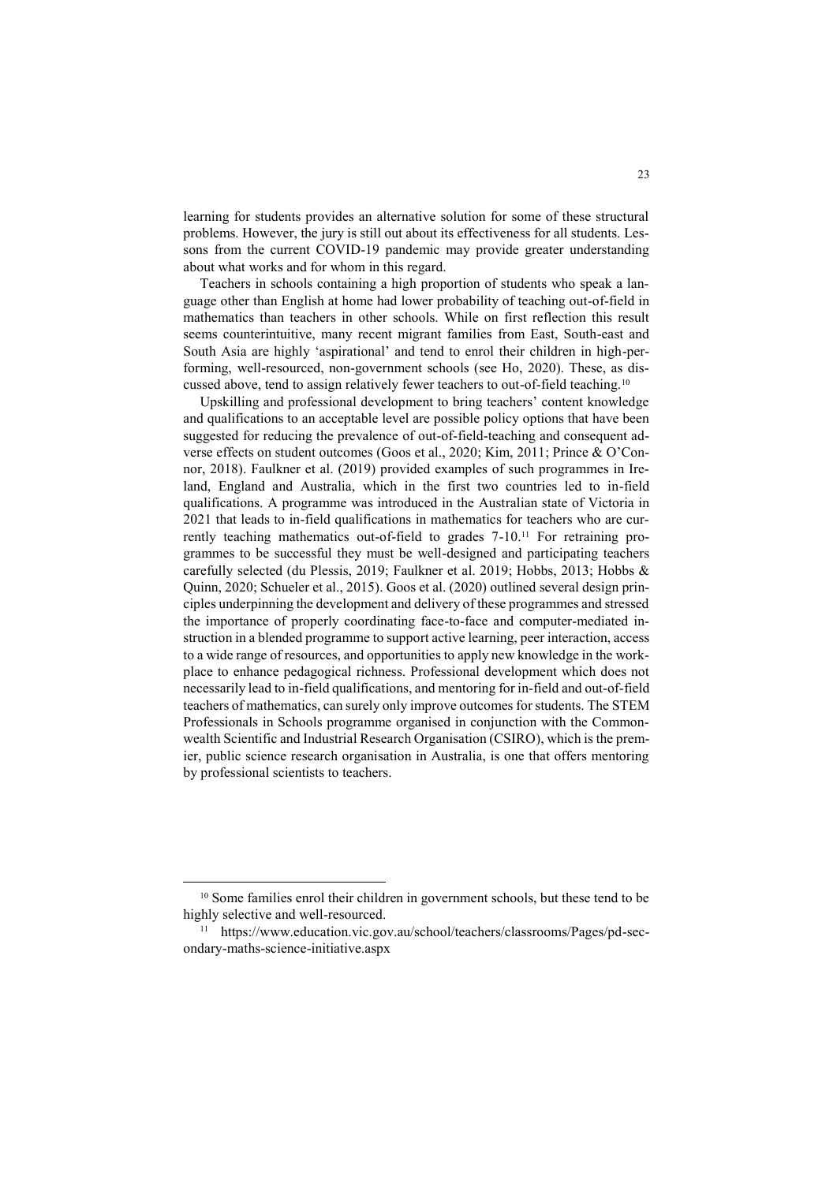learning for students provides an alternative solution for some of these structural problems. However, the jury is still out about its effectiveness for all students. Lessons from the current COVID-19 pandemic may provide greater understanding about what works and for whom in this regard.

Teachers in schools containing a high proportion of students who speak a language other than English at home had lower probability of teaching out-of-field in mathematics than teachers in other schools. While on first reflection this result seems counterintuitive, many recent migrant families from East, South-east and South Asia are highly 'aspirational' and tend to enrol their children in high-performing, well-resourced, non-government schools (see Ho, 2020). These, as discussed above, tend to assign relatively fewer teachers to out-of-field teaching.[10]

Upskilling and professional development to bring teachers' content knowledge and qualifications to an acceptable level are possible policy options that have been suggested for reducing the prevalence of out-of-field-teaching and consequent adverse effects on student outcomes (Goos et al., 2020; Kim, 2011; Prince & O'Connor, 2018). Faulkner et al. (2019) provided examples of such programmes in Ireland, England and Australia, which in the first two countries led to in-field qualifications. A programme was introduced in the Australian state of Victoria in 2021 that leads to in-field qualifications in mathematics for teachers who are currently teaching mathematics out-of-field to grades 7-10.[11] For retraining programmes to be successful they must be well-designed and participating teachers carefully selected (du Plessis, 2019; Faulkner et al. 2019; Hobbs, 2013; Hobbs & Quinn, 2020; Schueler et al., 2015). Goos et al. (2020) outlined several design principles underpinning the development and delivery of these programmes and stressed the importance of properly coordinating face-to-face and computer-mediated instruction in a blended programme to support active learning, peer interaction, access to a wide range of resources, and opportunities to apply new knowledge in the workplace to enhance pedagogical richness. Professional development which does not necessarily lead to in-field qualifications, and mentoring for in-field and out-of-field teachers of mathematics, can surely only improve outcomes for students. The STEM Professionals in Schools programme organised in conjunction with the Commonwealth Scientific and Industrial Research Organisation (CSIRO), which is the premier, public science research organisation in Australia, is one that offers mentoring by professional scientists to teachers.

---

[10] Some families enrol their children in government schools, but these tend to be highly selective and well-resourced.

[11] https://www.education.vic.gov.au/school/teachers/classrooms/Pages/pd-secondary-maths-science-initiative.aspx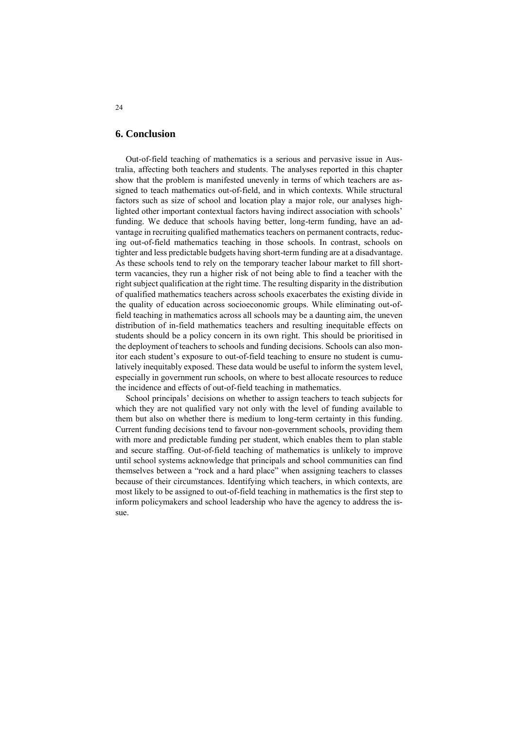## 6. Conclusion

Out-of-field teaching of mathematics is a serious and pervasive issue in Australia, affecting both teachers and students. The analyses reported in this chapter show that the problem is manifested unevenly in terms of which teachers are assigned to teach mathematics out-of-field, and in which contexts. While structural factors such as size of school and location play a major role, our analyses highlighted other important contextual factors having indirect association with schools' funding. We deduce that schools having better, long-term funding, have an advantage in recruiting qualified mathematics teachers on permanent contracts, reducing out-of-field mathematics teaching in those schools. In contrast, schools on tighter and less predictable budgets having short-term funding are at a disadvantage. As these schools tend to rely on the temporary teacher labour market to fill short-term vacancies, they run a higher risk of not being able to find a teacher with the right subject qualification at the right time. The resulting disparity in the distribution of qualified mathematics teachers across schools exacerbates the existing divide in the quality of education across socioeconomic groups. While eliminating out-of-field teaching in mathematics across all schools may be a daunting aim, the uneven distribution of in-field mathematics teachers and resulting inequitable effects on students should be a policy concern in its own right. This should be prioritised in the deployment of teachers to schools and funding decisions. Schools can also monitor each student's exposure to out-of-field teaching to ensure no student is cumulatively inequitably exposed. These data would be useful to inform the system level, especially in government run schools, on where to best allocate resources to reduce the incidence and effects of out-of-field teaching in mathematics.

School principals' decisions on whether to assign teachers to teach subjects for which they are not qualified vary not only with the level of funding available to them but also on whether there is medium to long-term certainty in this funding. Current funding decisions tend to favour non-government schools, providing them with more and predictable funding per student, which enables them to plan stable and secure staffing. Out-of-field teaching of mathematics is unlikely to improve until school systems acknowledge that principals and school communities can find themselves between a "rock and a hard place" when assigning teachers to classes because of their circumstances. Identifying which teachers, in which contexts, are most likely to be assigned to out-of-field teaching in mathematics is the first step to inform policymakers and school leadership who have the agency to address the issue.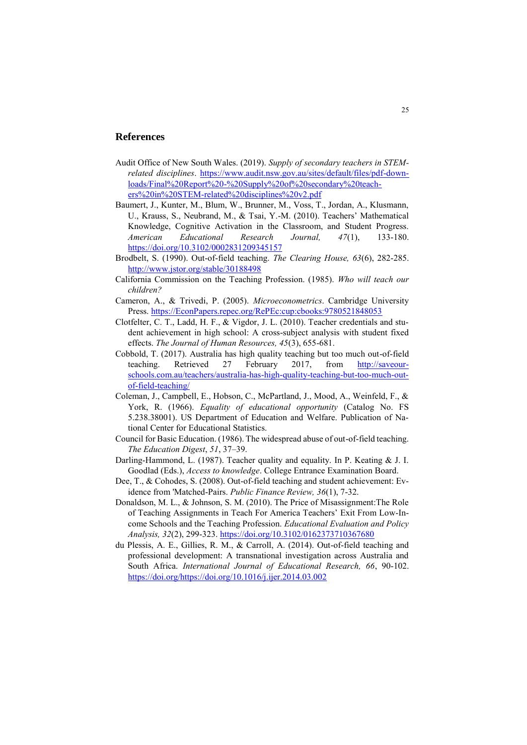## References

Audit Office of New South Wales. (2019). *Supply of secondary teachers in STEM-related disciplines*. https://www.audit.nsw.gov.au/sites/default/files/pdf-downloads/Final%20Report%20-%20Supply%20of%20secondary%20teachers%20in%20STEM-related%20disciplines%20v2.pdf

Baumert, J., Kunter, M., Blum, W., Brunner, M., Voss, T., Jordan, A., Klusmann, U., Krauss, S., Neubrand, M., & Tsai, Y.-M. (2010). Teachers' Mathematical Knowledge, Cognitive Activation in the Classroom, and Student Progress. *American Educational Research Journal, 47*(1), 133-180. https://doi.org/10.3102/0002831209345157

Brodbelt, S. (1990). Out-of-field teaching. *The Clearing House, 63*(6), 282-285. http://www.jstor.org/stable/30188498

California Commission on the Teaching Profession. (1985). *Who will teach our children?*

Cameron, A., & Trivedi, P. (2005). *Microeconometrics*. Cambridge University Press. https://EconPapers.repec.org/RePEc:cup:cbooks:9780521848053

Clotfelter, C. T., Ladd, H. F., & Vigdor, J. L. (2010). Teacher credentials and student achievement in high school: A cross-subject analysis with student fixed effects. *The Journal of Human Resources, 45*(3), 655-681.

Cobbold, T. (2017). Australia has high quality teaching but too much out-of-field teaching. Retrieved 27 February 2017, from http://saveourschools.com.au/teachers/australia-has-high-quality-teaching-but-too-much-out-of-field-teaching/

Coleman, J., Campbell, E., Hobson, C., McPartland, J., Mood, A., Weinfeld, F., & York, R. (1966). *Equality of educational opportunity* (Catalog No. FS 5.238.38001). US Department of Education and Welfare. Publication of National Center for Educational Statistics.

Council for Basic Education. (1986). The widespread abuse of out-of-field teaching. *The Education Digest*, *51*, 37–39.

Darling-Hammond, L. (1987). Teacher quality and equality. In P. Keating & J. I. Goodlad (Eds.), *Access to knowledge*. College Entrance Examination Board.

Dee, T., & Cohodes, S. (2008). Out-of-field teaching and student achievement: Evidence from 'Matched-Pairs. *Public Finance Review, 36*(1), 7-32.

Donaldson, M. L., & Johnson, S. M. (2010). The Price of Misassignment:The Role of Teaching Assignments in Teach For America Teachers' Exit From Low-Income Schools and the Teaching Profession. *Educational Evaluation and Policy Analysis, 32*(2), 299-323. https://doi.org/10.3102/0162373710367680

du Plessis, A. E., Gillies, R. M., & Carroll, A. (2014). Out-of-field teaching and professional development: A transnational investigation across Australia and South Africa. *International Journal of Educational Research, 66*, 90-102. https://doi.org/https://doi.org/10.1016/j.ijer.2014.03.002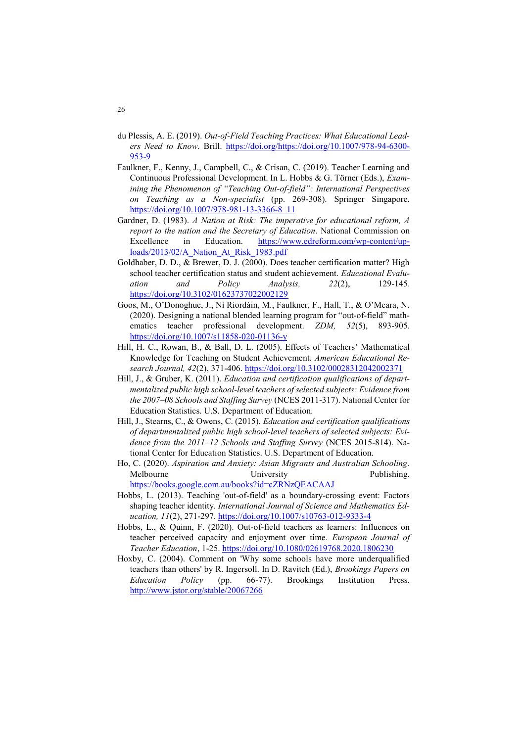du Plessis, A. E. (2019). *Out-of-Field Teaching Practices: What Educational Leaders Need to Know*. Brill. https://doi.org/https://doi.org/10.1007/978-94-6300-953-9

Faulkner, F., Kenny, J., Campbell, C., & Crisan, C. (2019). Teacher Learning and Continuous Professional Development. In L. Hobbs & G. Törner (Eds.), *Examining the Phenomenon of "Teaching Out-of-field": International Perspectives on Teaching as a Non-specialist* (pp. 269-308). Springer Singapore. https://doi.org/10.1007/978-981-13-3366-8_11

Gardner, D. (1983). *A Nation at Risk: The imperative for educational reform, A report to the nation and the Secretary of Education*. National Commission on Excellence in Education. https://www.edreform.com/wp-content/uploads/2013/02/A_Nation_At_Risk_1983.pdf

Goldhaber, D. D., & Brewer, D. J. (2000). Does teacher certification matter? High school teacher certification status and student achievement. *Educational Evaluation and Policy Analysis, 22*(2), 129-145. https://doi.org/10.3102/01623737022002129

Goos, M., O'Donoghue, J., Ní Ríordáin, M., Faulkner, F., Hall, T., & O'Meara, N. (2020). Designing a national blended learning program for "out-of-field" mathematics teacher professional development. *ZDM, 52*(5), 893-905. https://doi.org/10.1007/s11858-020-01136-y

Hill, H. C., Rowan, B., & Ball, D. L. (2005). Effects of Teachers' Mathematical Knowledge for Teaching on Student Achievement. *American Educational Research Journal, 42*(2), 371-406. https://doi.org/10.3102/00028312042002371

Hill, J., & Gruber, K. (2011). *Education and certification qualifications of departmentalized public high school-level teachers of selected subjects: Evidence from the 2007–08 Schools and Staffing Survey* (NCES 2011-317). National Center for Education Statistics. U.S. Department of Education.

Hill, J., Stearns, C., & Owens, C. (2015). *Education and certification qualifications of departmentalized public high school-level teachers of selected subjects: Evidence from the 2011–12 Schools and Staffing Survey* (NCES 2015-814). National Center for Education Statistics. U.S. Department of Education.

Ho, C. (2020). *Aspiration and Anxiety: Asian Migrants and Australian Schooling*. Melbourne University Publishing. https://books.google.com.au/books?id=cZRNzQEACAAJ

Hobbs, L. (2013). Teaching 'out-of-field' as a boundary-crossing event: Factors shaping teacher identity. *International Journal of Science and Mathematics Education, 11*(2), 271-297. https://doi.org/10.1007/s10763-012-9333-4

Hobbs, L., & Quinn, F. (2020). Out-of-field teachers as learners: Influences on teacher perceived capacity and enjoyment over time. *European Journal of Teacher Education*, 1-25. https://doi.org/10.1080/02619768.2020.1806230

Hoxby, C. (2004). Comment on 'Why some schools have more underqualified teachers than others' by R. Ingersoll. In D. Ravitch (Ed.), *Brookings Papers on Education Policy* (pp. 66-77). Brookings Institution Press. http://www.jstor.org/stable/20067266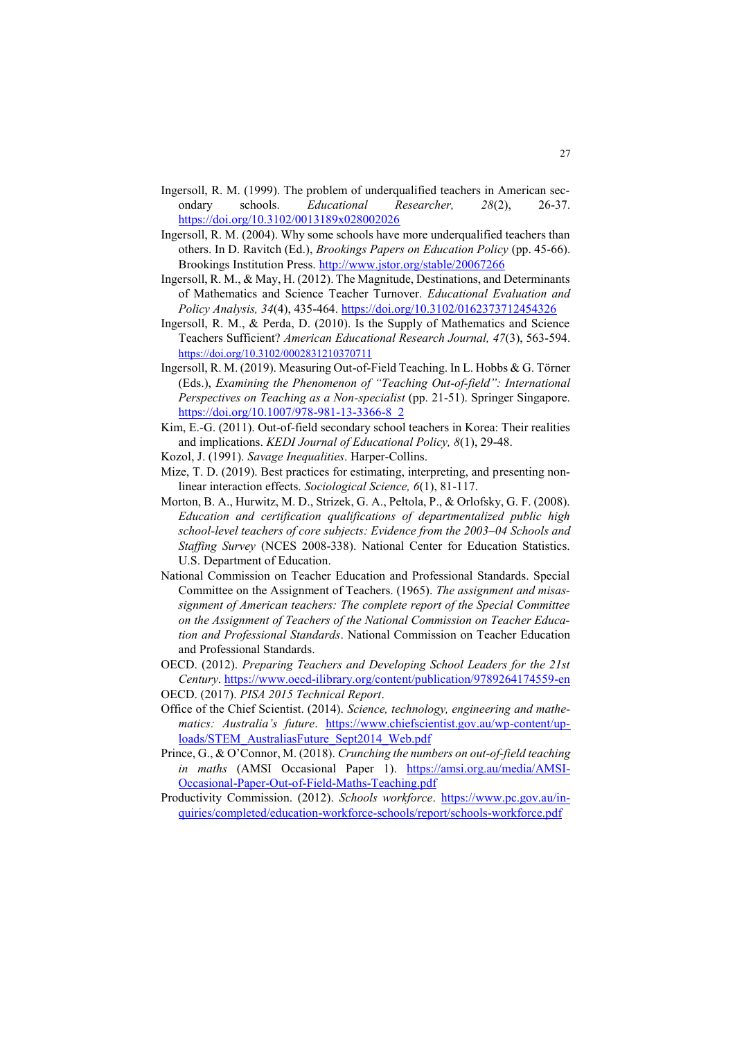Ingersoll, R. M. (1999). The problem of underqualified teachers in American secondary schools. *Educational Researcher, 28*(2), 26-37. https://doi.org/10.3102/0013189x028002026

Ingersoll, R. M. (2004). Why some schools have more underqualified teachers than others. In D. Ravitch (Ed.), *Brookings Papers on Education Policy* (pp. 45-66). Brookings Institution Press. http://www.jstor.org/stable/20067266

Ingersoll, R. M., & May, H. (2012). The Magnitude, Destinations, and Determinants of Mathematics and Science Teacher Turnover. *Educational Evaluation and Policy Analysis, 34*(4), 435-464. https://doi.org/10.3102/0162373712454326

Ingersoll, R. M., & Perda, D. (2010). Is the Supply of Mathematics and Science Teachers Sufficient? *American Educational Research Journal, 47*(3), 563-594. https://doi.org/10.3102/0002831210370711

Ingersoll, R. M. (2019). Measuring Out-of-Field Teaching. In L. Hobbs & G. Törner (Eds.), *Examining the Phenomenon of "Teaching Out-of-field": International Perspectives on Teaching as a Non-specialist* (pp. 21-51). Springer Singapore. https://doi.org/10.1007/978-981-13-3366-8_2

Kim, E.-G. (2011). Out-of-field secondary school teachers in Korea: Their realities and implications. *KEDI Journal of Educational Policy, 8*(1), 29-48.

Kozol, J. (1991). *Savage Inequalities*. Harper-Collins.

Mize, T. D. (2019). Best practices for estimating, interpreting, and presenting nonlinear interaction effects. *Sociological Science, 6*(1), 81-117.

Morton, B. A., Hurwitz, M. D., Strizek, G. A., Peltola, P., & Orlofsky, G. F. (2008). *Education and certification qualifications of departmentalized public high school-level teachers of core subjects: Evidence from the 2003–04 Schools and Staffing Survey* (NCES 2008-338). National Center for Education Statistics. U.S. Department of Education.

National Commission on Teacher Education and Professional Standards. Special Committee on the Assignment of Teachers. (1965). *The assignment and misassignment of American teachers: The complete report of the Special Committee on the Assignment of Teachers of the National Commission on Teacher Education and Professional Standards*. National Commission on Teacher Education and Professional Standards.

OECD. (2012). *Preparing Teachers and Developing School Leaders for the 21st Century*. https://www.oecd-ilibrary.org/content/publication/9789264174559-en

OECD. (2017). *PISA 2015 Technical Report*.

Office of the Chief Scientist. (2014). *Science, technology, engineering and mathematics: Australia's future*. https://www.chiefscientist.gov.au/wp-content/uploads/STEM_AustraliasFuture_Sept2014_Web.pdf

Prince, G., & O'Connor, M. (2018). *Crunching the numbers on out-of-field teaching in maths* (AMSI Occasional Paper 1). https://amsi.org.au/media/AMSI-Occasional-Paper-Out-of-Field-Maths-Teaching.pdf

Productivity Commission. (2012). *Schools workforce*. https://www.pc.gov.au/inquiries/completed/education-workforce-schools/report/schools-workforce.pdf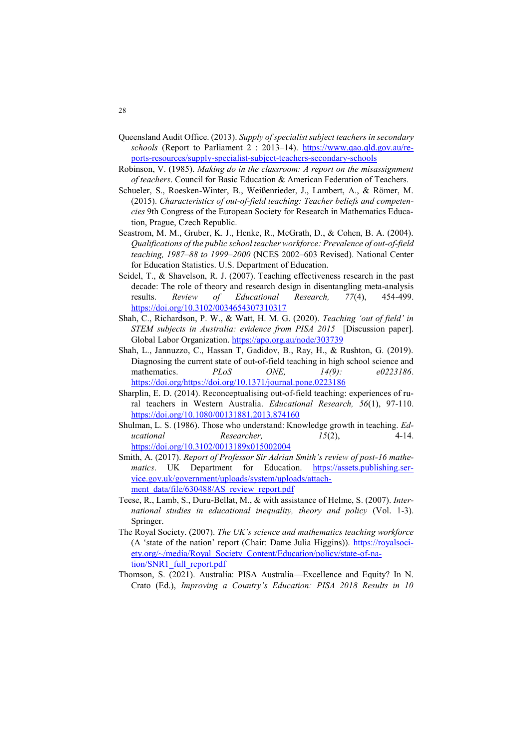Queensland Audit Office. (2013). *Supply of specialist subject teachers in secondary schools* (Report to Parliament 2 : 2013–14). https://www.qao.qld.gov.au/reports-resources/supply-specialist-subject-teachers-secondary-schools

Robinson, V. (1985). *Making do in the classroom: A report on the misassignment of teachers*. Council for Basic Education & American Federation of Teachers.

Schueler, S., Roesken-Winter, B., Weißenrieder, J., Lambert, A., & Römer, M. (2015). *Characteristics of out-of-field teaching: Teacher beliefs and competencies* 9th Congress of the European Society for Research in Mathematics Education, Prague, Czech Republic.

Seastrom, M. M., Gruber, K. J., Henke, R., McGrath, D., & Cohen, B. A. (2004). *Qualifications of the public school teacher workforce: Prevalence of out-of-field teaching, 1987–88 to 1999–2000* (NCES 2002–603 Revised). National Center for Education Statistics. U.S. Department of Education.

Seidel, T., & Shavelson, R. J. (2007). Teaching effectiveness research in the past decade: The role of theory and research design in disentangling meta-analysis results. *Review of Educational Research, 77*(4), 454-499. https://doi.org/10.3102/0034654307310317

Shah, C., Richardson, P. W., & Watt, H. M. G. (2020). *Teaching 'out of field' in STEM subjects in Australia: evidence from PISA 2015* [Discussion paper]. Global Labor Organization. https://apo.org.au/node/303739

Shah, L., Jannuzzo, C., Hassan T, Gadidov, B., Ray, H., & Rushton, G. (2019). Diagnosing the current state of out-of-field teaching in high school science and mathematics. *PLoS ONE, 14(9): e0223186*. https://doi.org/https://doi.org/10.1371/journal.pone.0223186

Sharplin, E. D. (2014). Reconceptualising out-of-field teaching: experiences of rural teachers in Western Australia. *Educational Research, 56*(1), 97-110. https://doi.org/10.1080/00131881.2013.874160

Shulman, L. S. (1986). Those who understand: Knowledge growth in teaching. *Educational Researcher, 15*(2), 4-14. https://doi.org/10.3102/0013189x015002004

Smith, A. (2017). *Report of Professor Sir Adrian Smith's review of post-16 mathematics*. UK Department for Education. https://assets.publishing.service.gov.uk/government/uploads/system/uploads/attachment_data/file/630488/AS_review_report.pdf

Teese, R., Lamb, S., Duru-Bellat, M., & with assistance of Helme, S. (2007). *International studies in educational inequality, theory and policy* (Vol. 1-3). Springer.

The Royal Society. (2007). *The UK's science and mathematics teaching workforce* (A 'state of the nation' report (Chair: Dame Julia Higgins)). https://royalsociety.org/~/media/Royal_Society_Content/Education/policy/state-of-nation/SNR1_full_report.pdf

Thomson, S. (2021). Australia: PISA Australia—Excellence and Equity? In N. Crato (Ed.), *Improving a Country's Education: PISA 2018 Results in 10*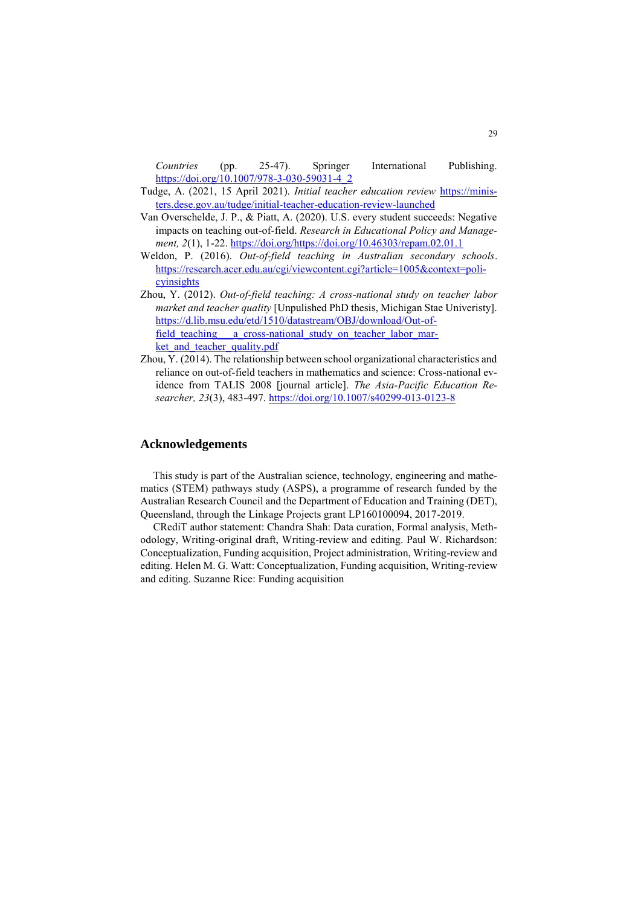*Countries* (pp. 25-47). Springer International Publishing. https://doi.org/10.1007/978-3-030-59031-4_2

Tudge, A. (2021, 15 April 2021). *Initial teacher education review* https://ministers.dese.gov.au/tudge/initial-teacher-education-review-launched

Van Overschelde, J. P., & Piatt, A. (2020). U.S. every student succeeds: Negative impacts on teaching out-of-field. *Research in Educational Policy and Management, 2*(1), 1-22. https://doi.org/https://doi.org/10.46303/repam.02.01.1

Weldon, P. (2016). *Out-of-field teaching in Australian secondary schools*. https://research.acer.edu.au/cgi/viewcontent.cgi?article=1005&context=policyinsights

Zhou, Y. (2012). *Out-of-field teaching: A cross-national study on teacher labor market and teacher quality* [Unpulished PhD thesis, Michigan Stae Univeristy]. https://d.lib.msu.edu/etd/1510/datastream/OBJ/download/Out-of-field_teaching___a_cross-national_study_on_teacher_labor_market_and_teacher_quality.pdf

Zhou, Y. (2014). The relationship between school organizational characteristics and reliance on out-of-field teachers in mathematics and science: Cross-national evidence from TALIS 2008 [journal article]. *The Asia-Pacific Education Researcher, 23*(3), 483-497. https://doi.org/10.1007/s40299-013-0123-8

## Acknowledgements

This study is part of the Australian science, technology, engineering and mathematics (STEM) pathways study (ASPS), a programme of research funded by the Australian Research Council and the Department of Education and Training (DET), Queensland, through the Linkage Projects grant LP160100094, 2017-2019.

CRediT author statement: Chandra Shah: Data curation, Formal analysis, Methodology, Writing-original draft, Writing-review and editing. Paul W. Richardson: Conceptualization, Funding acquisition, Project administration, Writing-review and editing. Helen M. G. Watt: Conceptualization, Funding acquisition, Writing-review and editing. Suzanne Rice: Funding acquisition